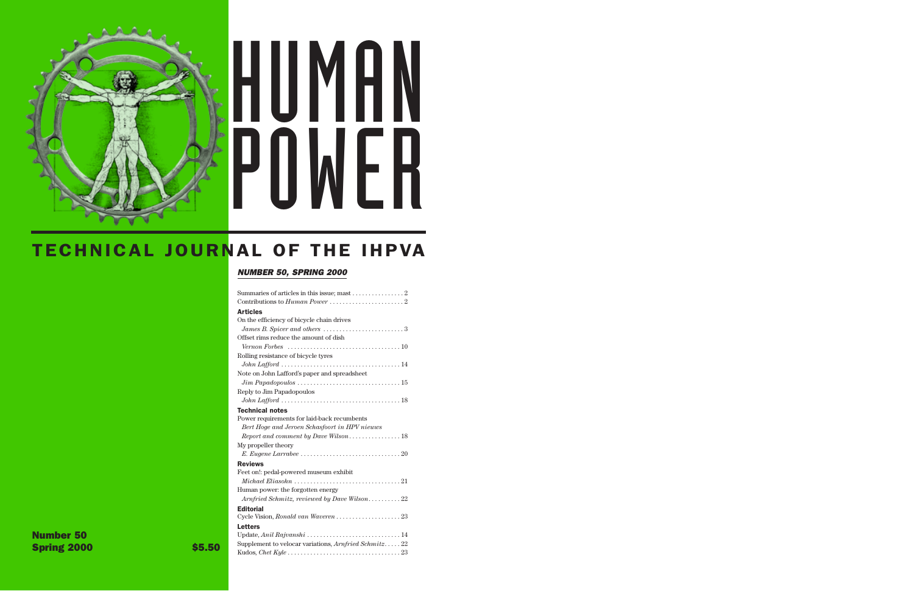# HUMAN POWER

## TECHNICAL JOURNAL OF THE IHPVA

***NUMBER 50, SPRING 2000***

Summaries of articles in this issue; mast . . . . . . . . . . . . . . . . 2
Contributions to *Human Power* . . . . . . . . . . . . . . . . . . . . . . . 2

**Articles**

On the efficiency of bicycle chain drives
*James B. Spicer and others* . . . . . . . . . . . . . . . . . . . . . . . . . 3

Offset rims reduce the amount of dish
*Vernon Forbes* . . . . . . . . . . . . . . . . . . . . . . . . . . . . . . . . . . 10

Rolling resistance of bicycle tyres
*John Lafford* . . . . . . . . . . . . . . . . . . . . . . . . . . . . . . . . . . . 14

Note on John Lafford's paper and spreadsheet
*Jim Papadopoulos* . . . . . . . . . . . . . . . . . . . . . . . . . . . . . . . 15

Reply to Jim Papadopoulos
*John Lafford* . . . . . . . . . . . . . . . . . . . . . . . . . . . . . . . . . . . 18

**Technical notes**

Power requirements for laid-back recumbents
*Bert Hoge and Jeroen Schasfoort in HPV nieuws*
*Report and comment by Dave Wilson* . . . . . . . . . . . . . . . . 18

My propeller theory
*E. Eugene Larrabee* . . . . . . . . . . . . . . . . . . . . . . . . . . . . . . 20

**Reviews**

Feet on!: pedal-powered museum exhibit
*Michael Eliasohn* . . . . . . . . . . . . . . . . . . . . . . . . . . . . . . . . 21

Human power: the forgotten energy
*Arnfried Schmitz, reviewed by Dave Wilson* . . . . . . . . . . 22

**Editorial**

Cycle Vision, *Ronald van Waveren* . . . . . . . . . . . . . . . . . . . 23

**Letters**

Update, *Anil Rajvanshi* . . . . . . . . . . . . . . . . . . . . . . . . . . . . 14
Supplement to velocar variations, *Arnfried Schmitz* . . . . . 22
Kudos, *Chet Kyle* . . . . . . . . . . . . . . . . . . . . . . . . . . . . . . . . . 23

**Number 50**
**Spring 2000**

**$5.50**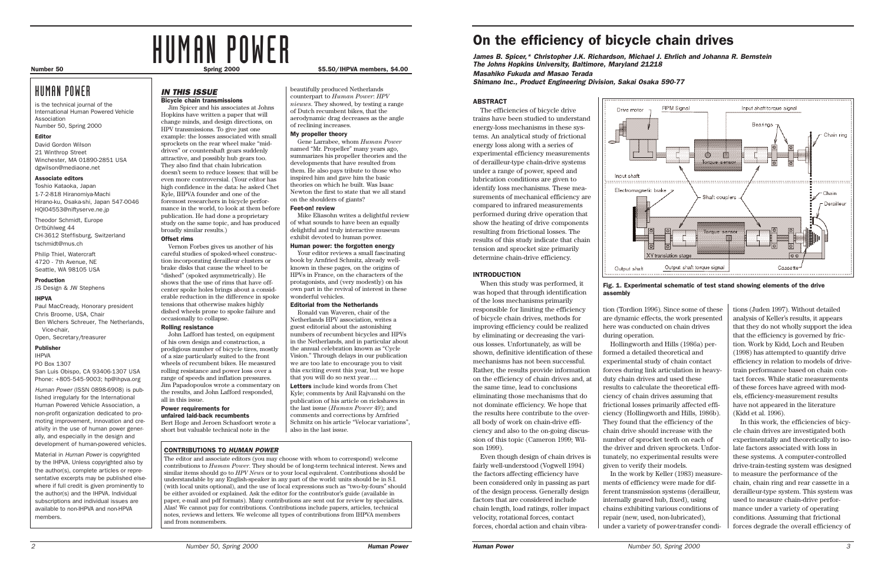# HUMAN POWER

**Number 50** **Spring 2000** **$5.50/IHPVA members, $4.00**

## HUMAN POWER

is the technical journal of the International Human Powered Vehicle Association
Number 50, Spring 2000

**Editor**

David Gordon Wilson
21 Winthrop Street
Winchester, MA 01890-2851 USA
dgwilson@mediaone.net

**Associate editors**

Toshio Kataoka, Japan
1-7-2-818 Hiranomiya-Machi
Hirano-ku, Osaka-shi, Japan 547-0046
HQI04553@niftyserve.ne.jp

Theodor Schmidt, Europe
Ortbühlweg 44
CH-3612 Steffisburg, Switzerland
tschmidt@mus.ch

Philip Thiel, Watercraft
4720 - 7th Avenue, NE
Seattle, WA 98105 USA

**Production**

JS Design & JW Stephens

**IHPVA**

Paul MacCready, Honorary president
Chris Broome, USA, Chair
Ben Wichers Schreuer, The Netherlands, Vice-chair,
Open, Secretary/treasurer

**Publisher**

IHPVA
PO Box 1307
San Luis Obispo, CA 93406-1307 USA
Phone: +805-545-9003; hp@ihpva.org

*Human Power* (ISSN 0898-6908) is published irregularly for the International Human Powered Vehicle Association, a non-profit organization dedicated to promoting improvement, innovation and creativity in the use of human power generally, and especially in the design and development of human-powered vehicles.

Material in *Human Power* is copyrighted by the IHPVA. Unless copyrighted also by the author(s), complete articles or representative excerpts may be published elsewhere if full credit is given prominently to the author(s) and the IHPVA. Individual subscriptions and individual issues are available to non-IHPVA and non-HPVA members.

## *IN THIS ISSUE*

**Bicycle chain transmissions**

Jim Spicer and his associates at Johns Hopkins have written a paper that will change minds, and design directions, on HPV transmissions. To give just one example: the losses associated with small sprockets on the rear wheel make "mid-drives" or countershaft gears suddenly attractive, and possibly hub gears too. They also find that chain lubrication doesn't seem to reduce losses: that will be even more controversial. (Your editor has high confidence in the data: he asked Chet Kyle, IHPVA founder and one of the foremost researchers in bicycle performance in the world, to look at them before publication. He had done a proprietary study on the same topic, and has produced broadly similar results.)

**Offset rims**

Vernon Forbes gives us another of his careful studies of spoked-wheel construction incorporating derailleur clusters or brake disks that cause the wheel to be "dished" (spoked asymmetrically). He shows that the use of rims that have off-center spoke holes brings about a considerable reduction in the difference in spoke tensions that otherwise makes highly dished wheels prone to spoke failure and occasionally to collapse.

**Rolling resistance**

John Lafford has tested, on equipment of his own design and construction, a prodigious number of bicycle tires, mostly of a size particularly suited to the front wheels of recumbent bikes. He measured rolling resistance and power loss over a range of speeds and inflation pressures. Jim Papadopoulos wrote a commentary on the results, and John Lafford responded, all in this issue.

**Power requirements for unfaired laid-back recumbents**

Bert Hoge and Jeroen Schasfoort wrote a short but valuable technical note in the beautifully produced Netherlands counterpart to *Human Power*: *HPV niewws*. They showed, by testing a range of Dutch recumbent bikes, that the aerodynamic drag decreases as the angle of reclining increases.

**My propeller theory**

Gene Larrabee, whom *Human Power* named "Mr. Propeller" many years ago, summarizes his propeller theories and the developments that have resulted from them. He also pays tribute to those who inspired him and gave him the basic theories on which he built. Was Isaac Newton the first to state that we all stand on the shoulders of giants?

**Feet-on! review**

Mike Eliasohn writes a delightful review of what sounds to have been an equally delightful and truly interactive museum exhibit devoted to human power.

**Human power: the forgotten energy**

Your editor reviews a small fascinating book by Arnfried Schmitz, already well-known in these pages, on the origins of HPVs in France, on the characters of the protagonists, and (very modestly) on his own part in the revival of interest in these wonderful vehicles.

**Editorial from the Netherlands**

Ronald van Waveren, chair of the Netherlands HPV association, writes a guest editorial about the astonishing numbers of recumbent bicycles and HPVs in the Netherlands, and in particular about the annual celebration known as "Cycle Vision." Through delays in our publication we are too late to encourage you to visit this exciting event this year, but we hope that you will do so next year….

**Letters** include kind words from Chet Kyle; comments by Anil Rajvanshi on the publication of his article on rickshaws in the last issue (*Human Power* 49); and comments and corrections by Arnfried Schmitz on his article "Velocar variations", also in the last issue.

**CONTRIBUTIONS TO *HUMAN POWER***

The editor and associate editors (you may choose with whom to correspond) welcome contributions to *Human Power*. They should be of long-term technical interest. News and similar items should go to *HPV News* or to your local equivalent. Contributions should be understandable by any English-speaker in any part of the world: units should be in S.I. (with local units optional), and the use of local expressions such as "two-by-fours" should be either avoided or explained. Ask the editor for the contributor's guide (available in paper, e-mail and pdf formats). Many contributions are sent out for review by specialists. Alas! We cannot pay for contributions. Contributions include papers, articles, technical notes, reviews and letters. We welcome all types of contributions from IHPVA members and from nonmembers.

# On the efficiency of bicycle chain drives

***James B. Spicer,\* Christopher J.K. Richardson, Michael J. Ehrlich and Johanna R. Bernstein***
***The Johns Hopkins University, Baltimore, Maryland 21218***
***Masahiko Fukuda and Masao Terada***
***Shimano Inc., Product Engineering Division, Sakai Osaka 590-77***

### ABSTRACT

The efficiencies of bicycle drive trains have been studied to understand energy-loss mechanisms in these systems. An analytical study of frictional energy loss along with a series of experimental efficiency measurements of derailleur-type chain-drive systems under a range of power, speed and lubrication conditions are given to identify loss mechanisms. These measurements of mechanical efficiency are compared to infrared measurements performed during drive operation that show the heating of drive components resulting from frictional losses. The results of this study indicate that chain tension and sprocket size primarily determine chain-drive efficiency.

**Fig. 1. Experimental schematic of test stand showing elements of the drive assembly**

### INTRODUCTION

When this study was performed, it was hoped that through identification of the loss mechanisms primarily responsible for limiting the efficiency of bicycle chain drives, methods for improving efficiency could be realized by eliminating or decreasing the various losses. Unfortunately, as will be shown, definitive identification of these mechanisms has not been successful. Rather, the results provide information on the efficiency of chain drives and, at the same time, lead to conclusions eliminating those mechanisms that do not dominate efficiency. We hope that the results here contribute to the overall body of work on chain-drive efficiency and also to the on-going discussion of this topic (Cameron 1999; Wilson 1999).

Even though design of chain drives is fairly well-understood (Vogwell 1994) the factors affecting efficiency have been considered only in passing as part of the design process. Generally design factors that are considered include chain length, load ratings, roller impact velocity, rotational forces, contact forces, chordal action and chain vibration (Tordion 1996). Since some of these are dynamic effects, the work presented here was conducted on chain drives during operation.

Hollingworth and Hills (1986a) performed a detailed theoretical and experimental study of chain contact forces during link articulation in heavy-duty chain drives and used these results to calculate the theoretical efficiency of chain drives assuming that frictional losses primarily affected efficiency (Hollingworth and Hills, 1986b). They found that the efficiency of the chain drive should increase with the number of sprocket teeth on each of the driver and driven sprockets. Unfortunately, no experimental results were given to verify their models.

In the work by Keller (1983) measurements of efficiency were made for different transmission systems (derailleur, internally geared hub, fixed), using chains exhibiting various conditions of repair (new, used, non-lubricated), under a variety of power-transfer conditions (Juden 1997). Without detailed analysis of Keller's results, it appears that they do not wholly support the idea that the efficiency is governed by friction. Work by Kidd, Loch and Reuben (1998) has attempted to quantify drive efficiency in relation to models of drive-train performance based on chain contact forces. While static measurements of these forces have agreed with models, efficiency-measurement results have not appeared in the literature (Kidd et al. 1996).

In this work, the efficiencies of bicycle chain drives are investigated both experimentally and theoretically to isolate factors associated with loss in these systems. A computer-controlled drive-train-testing system was designed to measure the performance of the chain, chain ring and rear cassette in a derailleur-type system. This system was used to measure chain-drive performance under a variety of operating conditions. Assuming that frictional forces degrade the overall efficiency of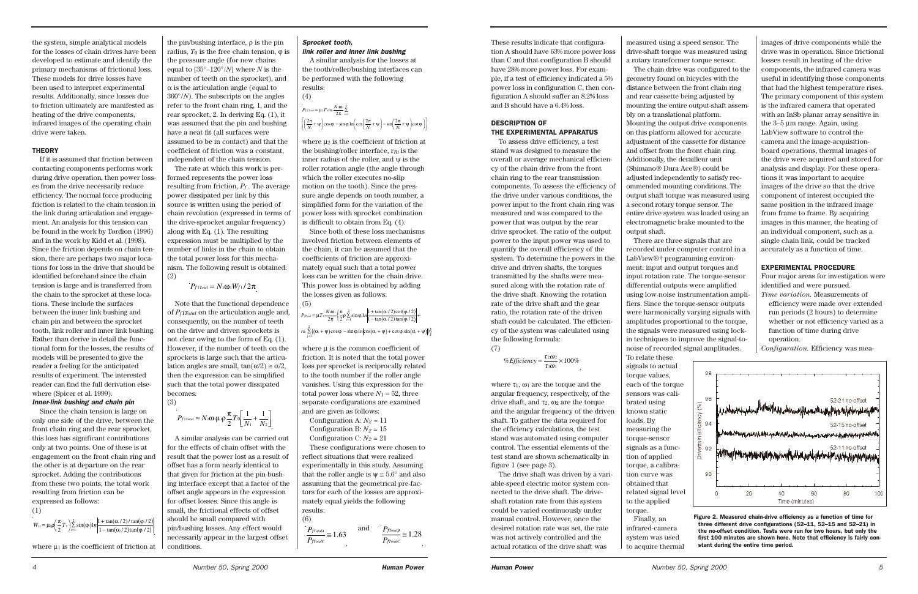the system, simple analytical models for the losses of chain drives have been developed to estimate and identify the primary mechanisms of frictional loss. These models for drive losses have been used to interpret experimental results. Additionally, since losses due to friction ultimately are manifested as heating of the drive components, infrared images of the operating chain drive were taken.

## THEORY

If it is assumed that friction between contacting components performs work during drive operation, then power losses from the drive necessarily reduce efficiency. The normal force producing friction is related to the chain tension in the link during articulation and engagement. An analysis for this tension can be found in the work by Tordion (1996) and in the work by Kidd et al. (1998). Since the friction depends on chain tension, there are perhaps two major locations for loss in the drive that should be identified beforehand since the chain tension is large and is transferred from the chain to the sprocket at these locations. These include the surfaces between the inner link bushing and chain pin and between the sprocket tooth, link roller and inner link bushing. Rather than derive in detail the functional form for the losses, the results of models will be presented to give the reader a feeling for the anticipated results of experiment. The interested reader can find the full derivation elsewhere (Spicer et al. 1999).

### *Inner-link bushing and chain pin*

Since the chain tension is large on only one side of the drive, between the front chain ring and the rear sprocket, this loss has significant contributions only at two points. One of these is at engagement on the front chain ring and the other is at departure on the rear sprocket. Adding the contributions from these two points, the total work resulting from friction can be expressed as follows:

(1)

$$W_{f1} = \mu_1\rho\left(\frac{\pi}{2}T_0\right)\sum_{i=1}^{2}\sin(\varphi_i)\ln\left|\frac{1+\tan(\alpha_i/2)/\tan(\varphi_i/2)}{1-\tan(\alpha_i/2)\tan(\varphi_i/2)}\right|$$

where $\mu_1$ is the coefficient of friction at the pin/bushing interface, $\rho$ is the pin radius, $T_0$ is the free chain tension, $\varphi$ is the pressure angle (for new chains equal to $[35°–120°/N]$ where $N$ is the number of teeth on the sprocket), and $\alpha$ is the articulation angle (equal to $360°/N$). The subscripts on the angles refer to the front chain ring, 1, and the rear sprocket, 2. In deriving Eq. (1), it was assumed that the pin and bushing have a neat fit (all surfaces were assumed to be in contact) and that the coefficient of friction was a constant, independent of the chain tension.

The rate at which this work is performed represents the power loss resulting from friction, $P_f$. The average power dissipated per link by this source is written using the period of chain revolution (expressed in terms of the drive-sprocket angular frequency) along with Eq. (1). The resulting expression must be multiplied by the number of links in the chain to obtain the total power loss for this mechanism. The following result is obtained:

(2)

$$\dot{P}_{f1Total} = N_1\omega_1 W_{f1}/2\pi$$

Note that the functional dependence of $P_{f1Total}$ on the articulation angle and, consequently, on the number of teeth on the drive and driven sprockets is not clear owing to the form of Eq. (1). However, if the number of teeth on the sprockets is large such that the articulation angles are small, $\tan(\alpha/2) \cong \alpha/2$, then the expression can be simplified such that the total power dissipated becomes:

(3)

$$\dot{P}_{f1Total} \approx N_1\omega_1\mu_1\rho\frac{\pi}{2}T_0\left[\frac{1}{N_1}+\frac{1}{N_2}\right]$$

A similar analysis can be carried out for the effects of chain offset with the result that the power lost as a result of offset has a form nearly identical to that given for friction at the pin-bushing interface except that a factor of the offset angle appears in the expression for offset losses. Since this angle is small, the frictional effects of offset should be small compared with pin/bushing losses. Any effect would necessarily appear in the largest offset conditions.

### *Sprocket tooth, link roller and inner link bushing*

A similar analysis for the losses at the tooth/roller/bushing interfaces can be performed with the following results:

(4)

$$\dot{P}_{f2Total} = \mu_2 T_0 r_{Ri}\frac{N_1\omega_1}{2\pi}\sum_{i=1}^{2}\left[\left(\frac{2\pi}{N_i}+\psi\right)\cos\varphi_i - \sin\varphi_i\ln\left(\cos\left(\frac{2\pi}{N_i}+\psi\right)-\sin\left(\frac{2\pi}{N_i}+\psi\right)\cot\varphi_i\right)\right]$$

where $\mu_2$ is the coefficient of friction at the bushing/roller interface, $r_{Ri}$ is the inner radius of the roller, and $\psi$ is the roller rotation angle (the angle through which the roller executes no-slip motion on the tooth). Since the pressure angle depends on tooth number, a simplified form for the variation of the power loss with sprocket combination is difficult to obtain from Eq. (4).

Since both of these loss mechanisms involved friction between elements of the chain, it can be assumed that the coefficients of friction are approximately equal such that a total power loss can be written for the chain drive. This power loss is obtained by adding the losses given as follows:

(5)

$$\dot{P}_{fTotal} = \mu T_0\frac{N_1\omega_1}{2\pi}\left\{\frac{\pi}{2}\rho\sum_{i=1}^{2}\sin\varphi_i\ln\left|\frac{1+\tan(\alpha_i/2)\cot(\varphi_i/2)}{1-\tan(\alpha_i/2)\tan(\varphi_i/2)}\right| + r_{Ri}\sum_{i=1}^{2}\left[(\alpha_i+\psi)\cos\varphi_i - \sin\varphi_i\ln\left|\cos(\alpha_i+\psi)+\cot\varphi_i\sin(\alpha_i+\psi)\right|\right]\right\}$$

where $\mu$ is the common coefficient of friction. It is noted that the total power loss per sprocket is reciprocally related to the tooth number if the roller angle vanishes. Using this expression for the total power loss where $N_1 = 52$, three separate configurations are examined and are given as follows:

Configuration A: $N_2 = 11$
Configuration B: $N_2 = 15$
Configuration C: $N_2 = 21$

These configurations were chosen to reflect situations that were realized experimentally in this study. Assuming that the roller angle is $\psi \cong 5.6°$ and also assuming that the geometrical pre-factors for each of the losses are approximately equal yields the following results:

(6)

$$\frac{\dot{P}_{fTotalA}}{\dot{P}_{fTotalC}} \cong 1.63 \quad \text{and} \quad \frac{\dot{P}_{fTotalB}}{\dot{P}_{fTotalC}} \cong 1.28$$

These results indicate that configuration A should have 63% more power loss than C and that configuration B should have 28% more power loss. For example, if a test of efficiency indicated a 5% power loss in configuration C, then configuration A should suffer an 8.2% loss and B should have a 6.4% loss.

## DESCRIPTION OF THE EXPERIMENTAL APPARATUS

To assess drive efficiency, a test stand was designed to measure the overall or average mechanical efficiency of the chain drive from the front chain ring to the rear transmission components. To assess the efficiency of the drive under various conditions, the power input to the front chain ring was measured and was compared to the power that was output by the rear drive sprocket. The ratio of the output power to the input power was used to quantify the overall efficiency of the system. To determine the powers in the drive and driven shafts, the torques transmitted by the shafts were measured along with the rotation rate of the drive shaft. Knowing the rotation rate of the drive shaft and the gear ratio, the rotation rate of the driven shaft could be calculated. The efficiency of the system was calculated using the following formula:

(7)

$$\%Efficiency = \frac{\tau_2\omega_2}{\tau_1\omega_1}\times 100\%$$

where $\tau_1$, $\omega_1$ are the torque and the angular frequency, respectively, of the drive shaft, and $\tau_2$, $\omega_2$ are the torque and the angular frequency of the driven shaft. To gather the data required for the efficiency calculations, the test stand was automated using computer control. The essential elements of the test stand are shown schematically in figure 1 (see page 3).

The drive shaft was driven by a variable-speed electric motor system connected to the drive shaft. The drive-shaft rotation rate from this system could be varied continuously under manual control. However, once the desired rotation rate was set, the rate was not actively controlled and the actual rotation of the drive shaft was measured using a speed sensor. The drive-shaft torque was measured using a rotary transformer torque sensor.

The chain drive was configured to the geometry found on bicycles with the distance between the front chain ring and rear cassette being adjusted by mounting the entire output-shaft assembly on a translational platform. Mounting the output drive components on this platform allowed for accurate adjustment of the cassette for distance and offset from the front chain ring. Additionally, the derailleur unit (Shimano® Dura Ace®) could be adjusted independently to satisfy recommended mounting conditions. The output shaft torque was measured using a second rotary torque sensor. The entire drive system was loaded using an electromagnetic brake mounted to the output shaft.

There are three signals that are recorded under computer control in a LabView®† programming environment: input and output torques and input rotation rate. The torque-sensor differential outputs were amplified using low-noise instrumentation amplifiers. Since the torque-sensor outputs were harmonically varying signals with amplitudes proportional to the torque, the signals were measured using lock-in techniques to improve the signal-to-noise of recorded signal amplitudes. To relate these signals to actual torque values, each of the torque sensors was calibrated using known static loads. By measuring the torque-sensor signals as a function of applied torque, a calibration curve was obtained that related signal level to the applied torque.

Finally, an infrared-camera system was used to acquire thermal images of drive components while the drive was in operation. Since frictional losses result in heating of the drive components, the infrared camera was useful in identifying those components that had the highest temperature rises. The primary component of this system is the infrared camera that operated with an InSb planar array sensitive in the 3–5 µm range. Again, using LabView software to control the camera and the image-acquisition-board operations, thermal images of the drive were acquired and stored for analysis and display. For these operations it was important to acquire images of the drive so that the drive component of interest occupied the same position in the infrared image from frame to frame. By acquiring images in this manner, the heating of an individual component, such as a single chain link, could be tracked accurately as a function of time.

**Figure 2. Measured chain-drive efficiency as a function of time for three different drive configurations (52–11, 52–15 and 52–21) in the no-offset condition. Tests were run for two hours, but only the first 100 minutes are shown here. Note that efficiency is fairly constant during the entire time period.**

## EXPERIMENTAL PROCEDURE

Four major areas for investigation were identified and were pursued.

*Time variation.* Measurements of efficiency were made over extended run periods (2 hours) to determine whether or not efficiency varied as a function of time during drive operation.

*Configuration.* Efficiency was mea-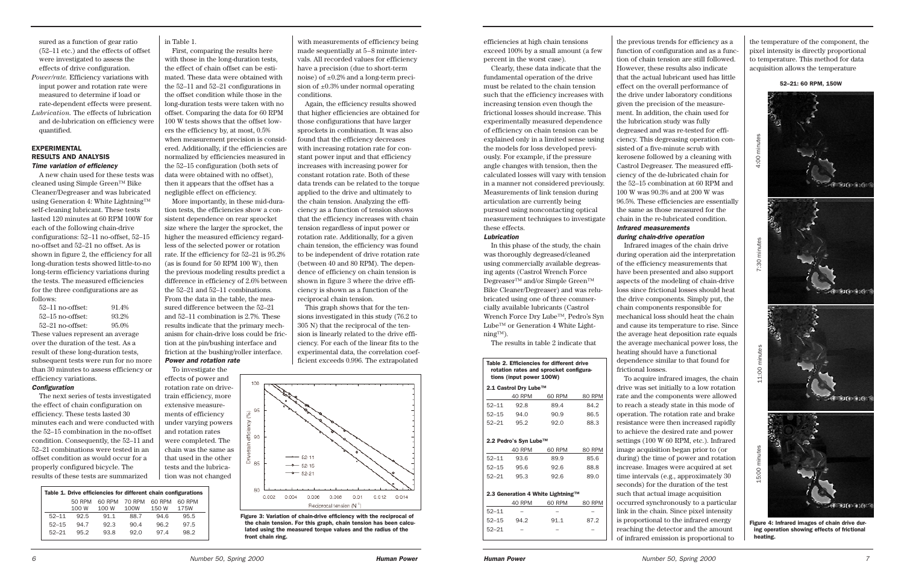sured as a function of gear ratio (52–11 etc.) and the effects of offset were investigated to assess the effects of drive configuration.

*Power/rate.* Efficiency variations with input power and rotation rate were measured to determine if load or rate-dependent effects were present.

*Lubrication.* The effects of lubrication and de-lubrication on efficiency were quantified.

## EXPERIMENTAL RESULTS AND ANALYSIS

### Time variation of efficiency

A new chain used for these tests was cleaned using Simple Green™ Bike Cleaner/Degreaser and was lubricated using Generation 4: White Lightning™ self-cleaning lubricant. These tests lasted 120 minutes at 60 RPM 100W for each of the following chain-drive configurations: 52–11 no-offset, 52–15 no-offset and 52–21 no offset. As is shown in figure 2, the efficiency for all long-duration tests showed little-to-no long-term efficiency variations during the tests. The measured efficiencies for the three configurations are as follows:

| | |
|---|---|
| 52–11 no-offset: | 91.4% |
| 52–15 no-offset: | 93.2% |
| 52–21 no-offset: | 95.0% |

These values represent an average over the duration of the test. As a result of these long-duration tests, subsequent tests were run for no more than 30 minutes to assess efficiency or efficiency variations.

### Configuration

The next series of tests investigated the effect of chain configuration on efficiency. These tests lasted 30 minutes each and were conducted with the 52–15 combination in the no-offset condition. Consequently, the 52–11 and 52–21 combinations were tested in an offset condition as would occur for a properly configured bicycle. The results of these tests are summarized in Table 1.

**Table 1. Drive efficiencies for different chain configurations**

| | 50 RPM 100 W | 60 RPM 100 W | 70 RPM 100W | 60 RPM 150 W | 60 RPM 175W |
|---|---|---|---|---|---|
| 52–11 | 92.5 | 91.1 | 88.7 | 94.6 | 95.5 |
| 52–15 | 94.7 | 92.3 | 90.4 | 96.2 | 97.5 |
| 52–21 | 95.2 | 93.8 | 92.0 | 97.4 | 98.2 |

First, comparing the results here with those in the long-duration tests, the effect of chain offset can be estimated. These data were obtained with the 52–11 and 52–21 configurations in the offset condition while those in the long-duration tests were taken with no offset. Comparing the data for 60 RPM 100 W tests shows that the offset lowers the efficiency by, at most, 0.5% when measurement precision is considered. Additionally, if the efficiencies are normalized by efficiencies measured in the 52–15 configuration (both sets of data were obtained with no offset), then it appears that the offset has a negligible effect on efficiency.

More importantly, in these mid-duration tests, the efficiencies show a consistent dependence on rear sprocket size where the larger the sprocket, the higher the measured efficiency regardless of the selected power or rotation rate. If the efficiency for 52–21 is 95.2% (as is found for 50 RPM 100 W), then the previous modeling results predict a difference in efficiency of 2.6% between the 52–21 and 52–11 combinations. From the data in the table, the measured difference between the 52–21 and 52–11 combination is 2.7%. These results indicate that the primary mechanism for chain-drive loss could be friction at the pin/bushing interface and friction at the bushing/roller interface.

### Power and rotation rate

To investigate the effects of power and rotation rate on drive-train efficiency, more extensive measurements of efficiency under varying powers and rotation rates were completed. The chain was the same as that used in the other tests and the lubrication was not changed with measurements of efficiency being made sequentially at 5–8 minute intervals. All recorded values for efficiency have a precision (due to short-term noise) of ±0.2% and a long-term precision of ±0.3% under normal operating conditions.

Again, the efficiency results showed that higher efficiencies are obtained for those configurations that have larger sprockets in combination. It was also found that the efficiency decreases with increasing rotation rate for constant power input and that efficiency increases with increasing power for constant rotation rate. Both of these data trends can be related to the torque applied to the drive and ultimately to the chain tension. Analyzing the efficiency as a function of tension shows that the efficiency increases with chain tension regardless of input power or rotation rate. Additionally, for a given chain tension, the efficiency was found to be independent of drive rotation rate (between 40 and 80 RPM). The dependence of efficiency on chain tension is shown in figure 3 where the drive efficiency is shown as a function of the reciprocal chain tension.

This graph shows that for the tensions investigated in this study (76.2 to 305 N) that the reciprocal of the tension is linearly related to the drive efficiency. For each of the linear fits to the experimental data, the correlation coefficient exceeds 0.996. The extrapolated efficiencies at high chain tensions exceed 100% by a small amount (a few percent in the worst case).

Figure 3: Variation of chain-drive efficiency with the reciprocal of the chain tension. For this graph, chain tension has been calculated using the measured torque values and the radius of the front chain ring.

Clearly, these data indicate that the fundamental operation of the drive must be related to the chain tension such that the efficiency increases with increasing tension even though the frictional losses should increase. This experimentally measured dependence of efficiency on chain tension can be explained only in a limited sense using the models for loss developed previously. For example, if the pressure angle changes with tension, then the calculated losses will vary with tension in a manner not considered previously. Measurements of link tension during articulation are currently being pursued using noncontacting optical measurement techniques to investigate these effects.

### Lubrication

In this phase of the study, the chain was thoroughly degreased/cleaned using commercially available degreasing agents (Castrol Wrench Force Degreaser™ and/or Simple Green™ Bike Cleaner/Degreaser) and was relubricated using one of three commercially available lubricants (Castrol Wrench Force Dry Lube™, Pedro's Syn Lube™ or Generation 4 White Lightning™).

The results in table 2 indicate that the previous trends for efficiency as a function of configuration and as a function of chain tension are still followed. However, these results also indicate that the actual lubricant used has little effect on the overall performance of the drive under laboratory conditions given the precision of the measurement. In addition, the chain used for the lubrication study was fully degreased and was re-tested for efficiency. This degreasing operation consisted of a five-minute scrub with kerosene followed by a cleaning with Castrol Degreaser. The measured efficiency of the de-lubricated chain for the 52–15 combination at 60 RPM and 100 W was 90.3% and at 200 W was 96.5%. These efficiencies are essentially the same as those measured for the chain in the re-lubricated condition.

**Table 2. Efficiencies for different drive rotation rates and sprocket configurations (input power 100W)**

**2.1 Castrol Dry Lube™**

| | 40 RPM | 60 RPM | 80 RPM |
|---|---|---|---|
| 52–11 | 92.8 | 89.4 | 84.2 |
| 52–15 | 94.0 | 90.9 | 86.5 |
| 52–21 | 95.2 | 92.0 | 88.3 |

**2.2 Pedro's Syn Lube™**

| | 40 RPM | 60 RPM | 80 RPM |
|---|---|---|---|
| 52–11 | 93.6 | 89.9 | 85.6 |
| 52–15 | 95.6 | 92.6 | 88.8 |
| 52–21 | 95.3 | 92.6 | 89.0 |

**2.3 Generation 4 White Lightning™**

| | 40 RPM | 60 RPM | 80 RPM |
|---|---|---|---|
| 52–11 | – | – | – |
| 52–15 | 94.2 | 91.1 | 87.2 |
| 52–21 | – | – | – |

### Infrared measurements during chain-drive operation

Infrared images of the chain drive during operation aid the interpretation of the efficiency measurements that have been presented and also support aspects of the modeling of chain-drive loss since frictional losses should heat the drive components. Simply put, the chain components responsible for mechanical loss should heat the chain and cause its temperature to rise. Since the average heat deposition rate equals the average mechanical power loss, the heating should have a functional dependence similar to that found for frictional losses.

To acquire infrared images, the chain drive was set initially to a low rotation rate and the components were allowed to reach a steady state in this mode of operation. The rotation rate and brake resistance were then increased rapidly to achieve the desired rate and power settings (100 W 60 RPM, etc.). Infrared image acquisition began prior to (or during) the time of power and rotation increase. Images were acquired at set time intervals (e.g., approximately 30 seconds) for the duration of the test such that actual image acquisition occurred synchronously to a particular link in the chain. Since pixel intensity is proportional to the infrared energy reaching the detector and the amount of infrared emission is proportional to the temperature of the component, the pixel intensity is directly proportional to temperature. This method for data acquisition allows the temperature

**52–21: 60 RPM, 150W**

4:00 minutes

7:30 minutes

11:00 minutes

15:00 minutes

Figure 4: Infrared images of chain drive during operation showing effects of frictional heating.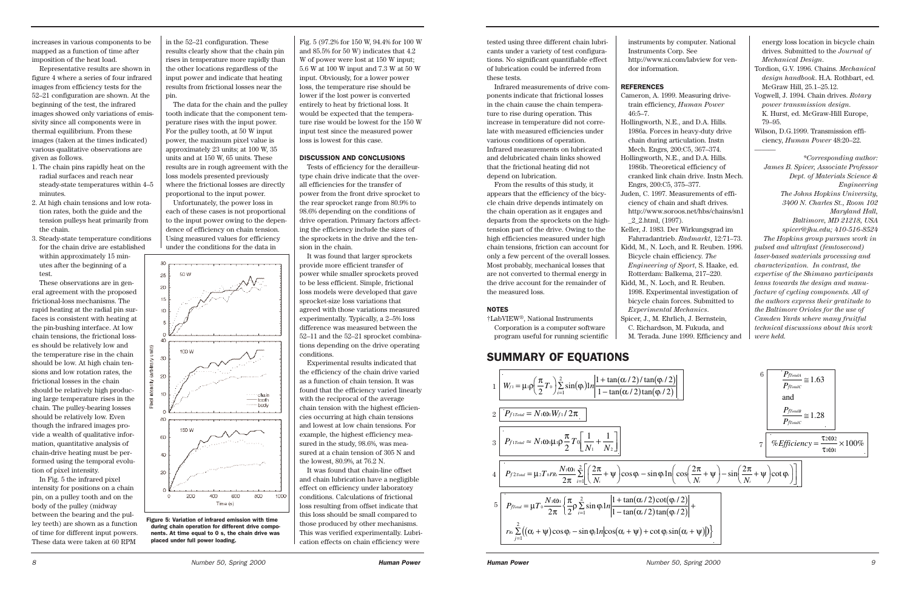increases in various components to be mapped as a function of time after imposition of the heat load.

Representative results are shown in figure 4 where a series of four infrared images from efficiency tests for the 52–21 configuration are shown. At the beginning of the test, the infrared images showed only variations of emissivity since all components were in thermal equilibrium. From these images (taken at the times indicated) various qualitative observations are given as follows.

1. The chain pins rapidly heat on the radial surfaces and reach near steady-state temperatures within 4–5 minutes.
2. At high chain tensions and low rotation rates, both the guide and the tension pulleys heat primarily from the chain.
3. Steady-state temperature conditions for the chain drive are established within approximately 15 minutes after the beginning of a test.

These observations are in general agreement with the proposed frictional-loss mechanisms. The rapid heating at the radial pin surfaces is consistent with heating at the pin-bushing interface. At low chain tensions, the frictional losses should be relatively low and the temperature rise in the chain should be low. At high chain tensions and low rotation rates, the frictional losses in the chain should be relatively high producing large temperature rises in the chain. The pulley-bearing losses should be relatively low. Even though the infrared images provide a wealth of qualitative information, quantitative analysis of chain-drive heating must be performed using the temporal evolution of pixel intensity.

In Fig. 5 the infrared pixel intensity for positions on a chain pin, on a pulley tooth and on the body of the pulley (midway between the bearing and the pulley teeth) are shown as a function of time for different input powers. These data were taken at 60 RPM in the 52–21 configuration. These results clearly show that the chain pin rises in temperature more rapidly than the other locations regardless of the input power and indicate that heating results from frictional losses near the pin.

The data for the chain and the pulley tooth indicate that the component temperature rises with the input power. For the pulley tooth, at 50 W input power, the maximum pixel value is approximately 23 units; at 100 W, 35 units and at 150 W, 65 units. These results are in rough agreement with the loss models presented previously where the frictional losses are directly proportional to the input power.

Unfortunately, the power loss in each of these cases is not proportional to the input power owing to the dependence of efficiency on chain tension. Using measured values for efficiency under the conditions for the data in Fig. 5 (97.2% for 150 W, 94.4% for 100 W and 85.5% for 50 W) indicates that 4.2 W of power were lost at 150 W input; 5.6 W at 100 W input and 7.3 W at 50 W input. Obviously, for a lower power loss, the temperature rise should be lower if the lost power is converted entirely to heat by frictional loss. It would be expected that the temperature rise would be lowest for the 150 W input test since the measured power loss is lowest for this case.

**Figure 5: Variation of infrared emission with time during chain operation for different drive components. At time equal to 0 s, the chain drive was placed under full power loading.**

## DISCUSSION AND CONCLUSIONS

Tests of efficiency for the derailleur-type chain drive indicate that the overall efficiencies for the transfer of power from the front drive sprocket to the rear sprocket range from 80.9% to 98.6% depending on the conditions of drive operation. Primary factors affecting the efficiency include the sizes of the sprockets in the drive and the tension in the chain.

It was found that larger sprockets provide more efficient transfer of power while smaller sprockets proved to be less efficient. Simple, frictional loss models were developed that gave sprocket-size loss variations that agreed with those variations measured experimentally. Typically, a 2–5% loss difference was measured between the 52–11 and the 52–21 sprocket combinations depending on the drive operating conditions.

Experimental results indicated that the efficiency of the chain drive varied as a function of chain tension. It was found that the efficiency varied linearly with the reciprocal of the average chain tension with the highest efficiencies occurring at high chain tensions and lowest at low chain tensions. For example, the highest efficiency measured in the study, 98.6%, was measured at a chain tension of 305 N and the lowest, 80.9%, at 76.2 N.

It was found that chain-line offset and chain lubrication have a negligible effect on efficiency under laboratory conditions. Calculations of frictional loss resulting from offset indicate that this loss should be small compared to those produced by other mechanisms. This was verified experimentally. Lubrication effects on chain efficiency were tested using three different chain lubricants under a variety of test configurations. No significant quantifiable effect of lubrication could be inferred from these tests.

Infrared measurements of drive components indicate that frictional losses in the chain cause the chain temperature to rise during operation. This increase in temperature did not correlate with measured efficiencies under various conditions of operation. Infrared measurements on lubricated and delubricated chain links showed that the frictional heating did not depend on lubrication.

From the results of this study, it appears that the efficiency of the bicycle chain drive depends intimately on the chain operation as it engages and departs from the sprockets on the high-tension part of the drive. Owing to the high efficiencies measured under high chain tensions, friction can account for only a few percent of the overall losses. Most probably, mechanical losses that are not converted to thermal energy in the drive account for the remainder of the measured loss.

## NOTES

†LabVIEW®, National Instruments Corporation is a computer software program useful for running scientific instruments by computer. National Instruments Corp. See http://www.ni.com/labview for vendor information.

## REFERENCES

Cameron, A. 1999. Measuring drive-train efficiency, *Human Power* 46:5–7.

Hollingworth, N.E., and D.A. Hills. 1986a. Forces in heavy-duty drive chain during articulation. Instn Mech. Engrs, 200:C5, 367–374.

Hollingworth, N.E., and D.A. Hills. 1986b. Theoretical efficiency of cranked link chain drive. Instn Mech. Engrs, 200:C5, 375–377.

Juden, C. 1997. Measurements of efficiency of chain and shaft drives. http://www.sorous.net/hbs/chains/sn1_2_2.html, (1997).

Keller, J. 1983. Der Wirkungsgrad im Fahrradantrieb. *Radmarkt*, 12:71–73.

Kidd, M., N. Loch, and R. Reuben. 1996. Bicycle chain efficiency. *The Engineering of Sport*, S. Haake, ed. Rotterdam: Balkema, 217–220.

Kidd, M., N. Loch, and R. Reuben. 1998. Experimental investigation of bicycle chain forces. Submitted to *Experimental Mechanics*.

Spicer, J., M. Ehrlich, J. Bernstein, C. Richardson, M. Fukuda, and M. Terada. June 1999. Efficiency and energy loss location in bicycle chain drives. Submitted to the *Journal of Mechanical Design*.

Tordion, G.V. 1996. Chains. *Mechanical design handbook*. H.A. Rothbart, ed. McGraw Hill, 25.1–25.12.

Vogwell, J. 1994. Chain drives. *Rotary power transmission design*. K. Hurst, ed. McGraw-Hill Europe, 79–95.

Wilson, D.G.1999. Transmission efficiency, *Human Power* 48:20–22.

*\*Corresponding author: James B. Spicer, Associate Professor Dept. of Materials Science & Engineering The Johns Hopkins University, 3400 N. Charles St., Room 102 Maryland Hall, Baltimore, MD 21218, USA spicer@jhu.edu; 410-516-8524*

*The Hopkins group pursues work in pulsed and ultrafast (femtosecond) laser-based materials processing and characterization. In contrast, the expertise of the Shimano participants leans towards the design and manufacture of cycling components. All of the authors express their gratitude to the Baltimore Orioles for the use of Camden Yards where many fruitful technical discussions about this work were held.*

## SUMMARY OF EQUATIONS

1. $$\dot{W}_{f1} = \mu_1 \rho \left(\frac{\pi}{2} T_0\right) \sum_{i=1}^{2} \sin(\varphi_i) \ln \left| \frac{1 + \tan(\alpha/2)/\tan(\varphi_i/2)}{1 - \tan(\alpha/2)\tan(\varphi_i/2)} \right|$$

2. $$P_{f1Total} = N_1 \omega_1 W_{f1} / 2\pi$$

3. $$P_{f1Total} \approx N_1 \omega_1 \mu_1 \rho \frac{\pi}{2} T_0 \left[ \frac{1}{N_1} + \frac{1}{N_2} \right]$$

4. $$P_{f2Total} = \mu_2 T_0 r R_1 \frac{N_1 \omega_1}{2\pi} \sum_{i=1}^{2} \left[ \left( \frac{2\pi}{N_i} + \psi \right) \cos\varphi_i - \sin\varphi_i \ln\left( \cos\left( \frac{2\pi}{N_i} + \psi \right) - \sin\left( \frac{2\pi}{N_i} + \psi \right) \cot\varphi_i \right) \right]$$

5. $$P_{fTotal} = \mu T_0 \frac{N_1 \omega_1}{2\pi} \left\{ \frac{\pi}{2} \rho \sum_{i=1}^{2} \sin\varphi_i \ln \left| \frac{1 + \tan(\alpha/2)\cot(\varphi_i/2)}{1 - \tan(\alpha/2)\tan(\varphi_i/2)} \right| + r_{Ri} \sum_{j=1}^{2} \left( (\alpha_i + \psi)\cos\varphi_i - \sin\varphi_i \ln\left| \cos(\alpha_i + \psi) + \cot\varphi_i \sin(\alpha_i + \psi) \right| \right) \right\}$$

6. $$\frac{P_{fTotalA}}{P_{fTotalC}} \cong 1.63$$ and $$\frac{P_{fTotalB}}{P_{fTotalC}} \cong 1.28$$

7. $$\%Efficiency = \frac{\tau_2 \omega_2}{\tau_1 \omega_1} \times 100\%$$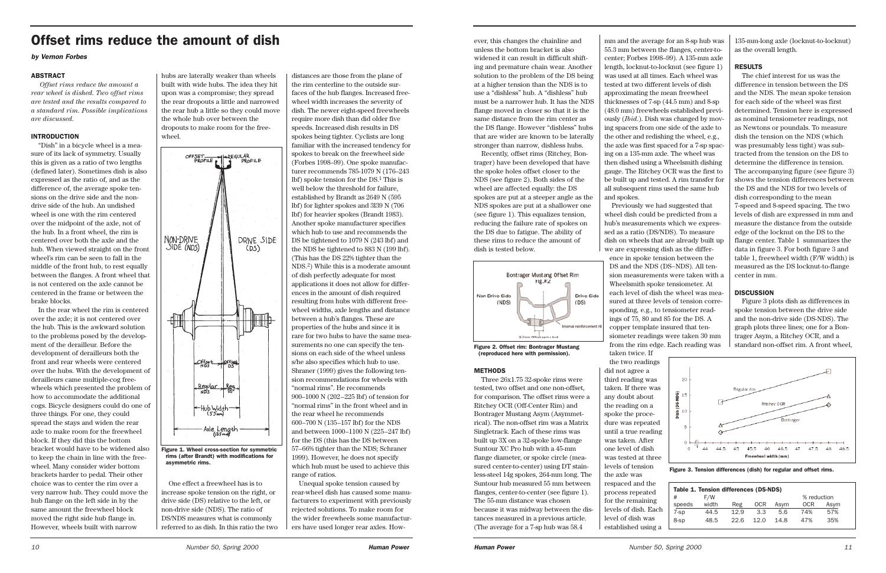# Offset rims reduce the amount of dish

***by Vernon Forbes***

### ABSTRACT

*Offset rims reduce the amount a rear wheel is dished. Two offset rims are tested and the results compared to a standard rim. Possible implications are discussed.*

### INTRODUCTION

"Dish" in a bicycle wheel is a measure of its lack of symmetry. Usually this is given as a ratio of two lengths (defined later). Sometimes dish is also expressed as the ratio of, and as the difference of, the average spoke tensions on the drive side and the non-drive side of the hub. An undished wheel is one with the rim centered over the midpoint of the axle, not of the hub. In a front wheel, the rim is centered over both the axle and the hub. When viewed straight on the front wheel's rim can be seen to fall in the middle of the front hub, to rest equally between the flanges. A front wheel that is not centered on the axle cannot be centered in the frame or between the brake blocks.

In the rear wheel the rim is centered over the axle; it is not centered over the hub. This is the awkward solution to the problems posed by the development of the derailleur. Before the development of derailleurs both the front and rear wheels were centered over the hubs. With the development of derailleurs came multiple-cog freewheels which presented the problem of how to accommodate the additional cogs. Bicycle designers could do one of three things. For one, they could spread the stays and widen the rear axle to make room for the freewheel block. If they did this the bottom bracket would have to be widened also to keep the chain in line with the freewheel. Many consider wider bottom brackets harder to pedal. Their other choice was to center the rim over a very narrow hub. They could move the hub flange on the left side in by the same amount the freewheel block moved the right side hub flange in. However, wheels built with narrow hubs are laterally weaker than wheels built with wide hubs. The idea they hit upon was a compromise; they spread the rear dropouts a little and narrowed the rear hub a little so they could move the whole hub over between the dropouts to make room for the freewheel.

Figure 1. Wheel cross-section for symmetric rims (after Brandt) with modifications for asymmetric rims.

One effect a freewheel has is to increase spoke tension on the right, or drive side (DS) relative to the left, or non-drive side (NDS). The ratio of DS/NDS measures what is commonly referred to as dish. In this ratio the two distances are those from the plane of the rim centerline to the outside surfaces of the hub flanges. Increased freewheel width increases the severity of dish. The newer eight-speed freewheels require more dish than did older five speeds. Increased dish results in DS spokes being tighter. Cyclists are long familiar with the increased tendency for spokes to break on the freewheel side (Forbes 1998–99). One spoke manufacturer recommends 785-1079 N (176–243 lbf) spoke tension for the DS.[1] This is well below the threshold for failure, established by Brandt as 2649 N (595 lbf) for lighter spokes and 3139 N (706 lbf) for heavier spokes (Brandt 1983). Another spoke manufacturer specifies which hub to use and recommends the DS be tightened to 1079 N (243 lbf) and the NDS be tightened to 883 N (199 lbf). (This has the DS 22% tighter than the NDS.[2]) While this is a moderate amount of dish perfectly adequate for most applications it does not allow for differences in the amount of dish required resulting from hubs with different freewheel widths, axle lengths and distance between a hub's flanges. These are properties of the hubs and since it is rare for two hubs to have the same measurements no one can specify the tensions on each side of the wheel unless s/he also specifies which hub to use. Shraner (1999) gives the following tension recommendations for wheels with "normal rims". He recommends 900–1000 N (202–225 lbf) of tension for "normal rims" in the front wheel and in the rear wheel he recommends 600–700 N (135–157 lbf) for the NDS and between 1000–1100 N (225–247 lbf) for the DS (this has the DS between 57–66% tighter than the NDS; Schraner 1999). However, he does not specify which hub must be used to achieve this range of ratios.

Unequal spoke tension caused by rear-wheel dish has caused some manufacturers to experiment with previously rejected solutions. To make room for the wider freewheels some manufacturers have used longer rear axles. However, this changes the chainline and unless the bottom bracket is also widened it can result in difficult shifting and premature chain wear. Another solution to the problem of the DS being at a higher tension than the NDS is to use a "dishless" hub. A "dishless" hub must be a narrower hub. It has the NDS flange moved in closer so that it is the same distance from the rim center as the DS flange. However "dishless" hubs that are wider are known to be laterally stronger than narrow, dishless hubs.

Recently, offset rims (Ritchey, Bontrager) have been developed that have the spoke holes offset closer to the NDS (see figure 2). Both sides of the wheel are affected equally: the DS spokes are put at a steeper angle as the NDS spokes are put at a shallower one (see figure 1). This equalizes tension, reducing the failure rate of spokes on the DS due to fatigue. The ability of these rims to reduce the amount of dish is tested below.

Figure 2. Offset rim: Bontrager Mustang (reproduced here with permission).

### METHODS

Three 26x1.75 32-spoke rims were tested, two offset and one non-offset, for comparison. The offset rims were a Ritchey OCR (Off-Center Rim) and Bontrager Mustang Asym (Asymmetrical). The non-offset rim was a Matrix Singletrack. Each of these rims was built up 3X on a 32-spoke low-flange Suntour XC Pro hub with a 45-mm flange diameter, or spoke circle (measured center-to-center) using DT stainless-steel 14g spokes, 264-mm long. The Suntour hub measured 55 mm between flanges, center-to-center (see figure 1). The 55-mm distance was chosen because it was midway between the distances measured in a previous article. (The average for a 7-sp hub was 58.4 mm and the average for an 8-sp hub was 55.3 mm between the flanges, center-to-center; Forbes 1998–99). A 135-mm axle length, locknut-to-locknut (see figure 1) was used at all times. Each wheel was tested at two different levels of dish approximating the mean freewheel thicknesses of 7-sp (44.5 mm) and 8-sp (48.0 mm) freewheels established previously (*Ibid.*). Dish was changed by moving spacers from one side of the axle to the other and redishing the wheel, e.g., the axle was first spaced for a 7-sp spacing on a 135-mm axle. The wheel was then dished using a Wheelsmith dishing gauge. The Ritchey OCR was the first to be built up and tested. A rim transfer for all subsequent rims used the same hub and spokes.

Previously we had suggested that wheel dish could be predicted from a hub's measurements which we expressed as a ratio (DS/NDS). To measure dish on wheels that are already built up we are expressing dish as the difference in spoke tension between the DS and the NDS (DS–NDS). All tension measurements were taken with a Wheelsmith spoke tensiometer. At each level of dish the wheel was measured at three levels of tension corresponding, e.g., to tensiometer readings of 75, 80 and 85 for the DS. A copper template insured that tensiometer readings were taken 30 mm from the rim edge. Each reading was taken twice. If the two readings did not agree a third reading was taken. If there was any doubt about the reading on a spoke the procedure was repeated until a true reading was taken. After one level of dish was tested at three levels of tension the axle was respaced and the process repeated for the remaining levels of dish. Each level of dish was established using a 135-mm-long axle (locknut-to-locknut) as the overall length.

### RESULTS

The chief interest for us was the difference in tension between the DS and the NDS. The mean spoke tension for each side of the wheel was first determined. Tension here is expressed as nominal tensiometer readings, not as Newtons or poundals. To measure dish the tension on the NDS (which was presumably less tight) was subtracted from the tension on the DS to determine the difference in tension. The accompanying figure (see figure 3) shows the tension differences between the DS and the NDS for two levels of dish corresponding to the mean 7-speed and 8-speed spacing. The two levels of dish are expressed in mm and measure the distance from the outside edge of the locknut on the DS to the flange center. Table 1 summarizes the data in figure 3. For both figure 3 and table 1, freewheel width (F/W width) is measured as the DS locknut-to-flange center in mm.

### DISCUSSION

Figure 3 plots dish as differences in spoke tension between the drive side and the non-drive side (DS-NDS). The graph plots three lines; one for a Bontrager Asym, a Ritchey OCR, and a standard non-offset rim. A front wheel,

Figure 3. Tension differences (dish) for regular and offset rims.

**Table 1. Tension differences (DS-NDS)**

| # speeds | F/W width | Reg | OCR | Asym | % reduction OCR | % reduction Asym |
|---|---|---|---|---|---|---|
| 7-sp | 44.5 | 12.9 | 3.3 | 5.6 | 74% | 57% |
| 8-sp | 48.5 | 22.6 | 12.0 | 14.8 | 47% | 35% |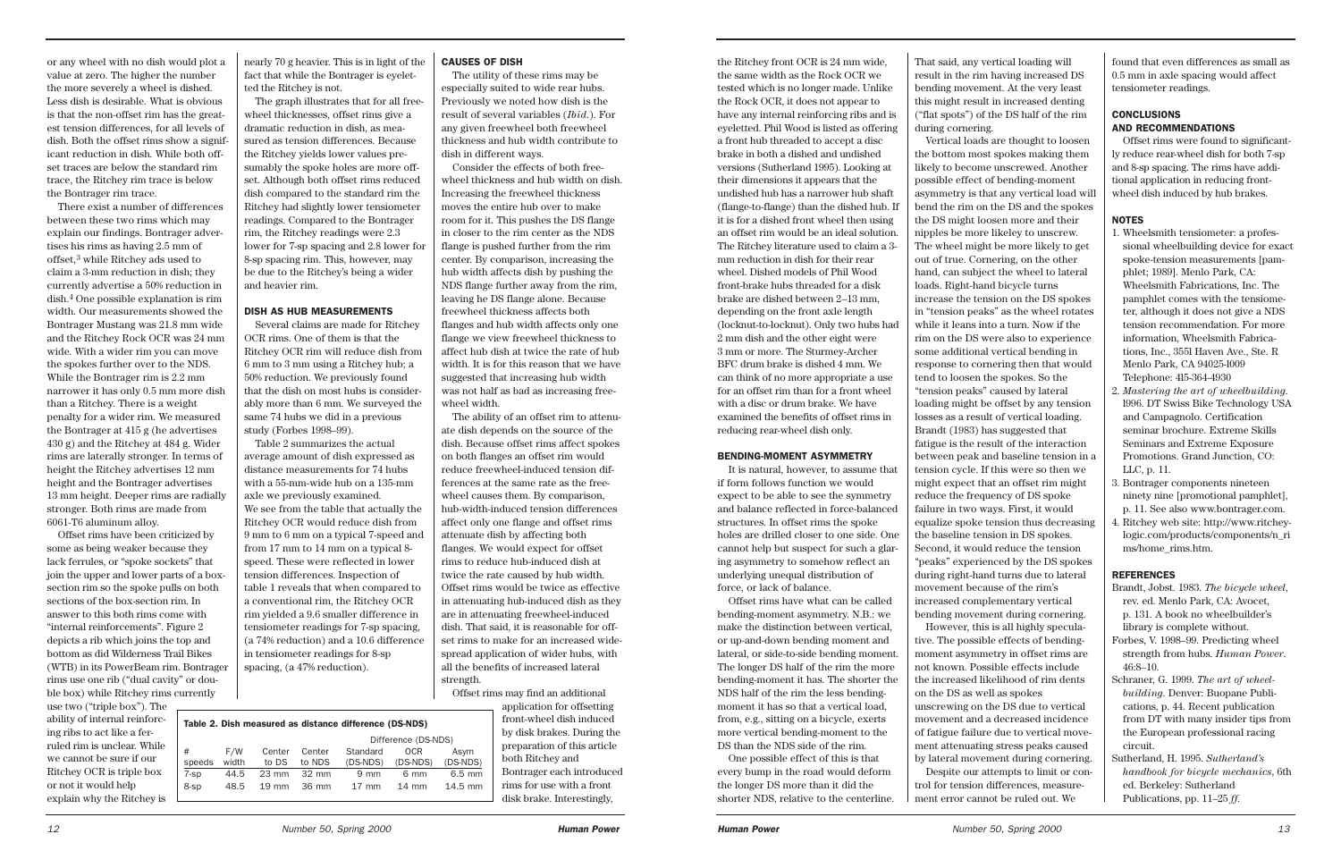or any wheel with no dish would plot a value at zero. The higher the number the more severely a wheel is dished. Less dish is desirable. What is obvious is that the non-offset rim has the greatest tension differences, for all levels of dish. Both the offset rims show a significant reduction in dish. While both offset traces are below the standard rim trace, the Ritchey rim trace is below the Bontrager rim trace.

There exist a number of differences between these two rims which may explain our findings. Bontrager advertises his rims as having 2.5 mm of offset,[3] while Ritchey ads used to claim a 3-mm reduction in dish; they currently advertise a 50% reduction in dish.[4] One possible explanation is rim width. Our measurements showed the Bontrager Mustang was 21.8 mm wide and the Ritchey Rock OCR was 24 mm wide. With a wider rim you can move the spokes further over to the NDS. While the Bontrager rim is 2.2 mm narrower it has only 0.5 mm more dish than a Ritchey. There is a weight penalty for a wider rim. We measured the Bontrager at 415 g (he advertises 430 g) and the Ritchey at 484 g. Wider rims are laterally stronger. In terms of height the Ritchey advertises 12 mm height and the Bontrager advertises 13 mm height. Deeper rims are radially stronger. Both rims are made from 6061-T6 aluminum alloy.

Offset rims have been criticized by some as being weaker because they lack ferrules, or "spoke sockets" that join the upper and lower parts of a box-section rim so the spoke pulls on both sections of the box-section rim. In answer to this both rims come with "internal reinforcements". Figure 2 depicts a rib which joins the top and bottom as did Wilderness Trail Bikes (WTB) in its PowerBeam rim. Bontrager rims use one rib ("dual cavity" or double box) while Ritchey rims currently use two ("triple box"). The ability of internal reinforcing ribs to act like a ferruled rim is unclear. While we cannot be sure if our Ritchey OCR is triple box or not it would help explain why the Ritchey is nearly 70 g heavier. This is in light of the fact that while the Bontrager is eyeletted the Ritchey is not.

The graph illustrates that for all freewheel thicknesses, offset rims give a dramatic reduction in dish, as measured as tension differences. Because the Ritchey yields lower values presumably the spoke holes are more offset. Although both offset rims reduced dish compared to the standard rim the Ritchey had slightly lower tensiometer readings. Compared to the Bontrager rim, the Ritchey readings were 2.3 lower for 7-sp spacing and 2.8 lower for 8-sp spacing rim. This, however, may be due to the Ritchey's being a wider and heavier rim.

### DISH AS HUB MEASUREMENTS

Several claims are made for Ritchey OCR rims. One of them is that the Ritchey OCR rim will reduce dish from 6 mm to 3 mm using a Ritchey hub; a 50% reduction. We previously found that the dish on most hubs is considerably more than 6 mm. We surveyed the same 74 hubs we did in a previous study (Forbes 1998–99).

Table 2 summarizes the actual average amount of dish expressed as distance measurements for 74 hubs with a 55-mm-wide hub on a 135-mm axle we previously examined. We see from the table that actually the Ritchey OCR would reduce dish from 9 mm to 6 mm on a typical 7-speed and from 17 mm to 14 mm on a typical 8-speed. These were reflected in lower tension differences. Inspection of table 1 reveals that when compared to a conventional rim, the Ritchey OCR rim yielded a 9.6 smaller difference in tensiometer readings for 7-sp spacing, (a 74% reduction) and a 10.6 difference in tensiometer readings for 8-sp spacing, (a 47% reduction).

**Table 2. Dish measured as distance difference (DS-NDS)**

| # | F/W | Center | Center | Difference (DS-NDS) | | |
|---|---|---|---|---|---|---|
| speeds | width | to DS | to NDS | Standard (DS-NDS) | OCR (DS-NDS) | Asym (DS-NDS) |
| 7-sp | 44.5 | 23 mm | 32 mm | 9 mm | 6 mm | 6.5 mm |
| 8-sp | 48.5 | 19 mm | 36 mm | 17 mm | 14 mm | 14.5 mm |

### CAUSES OF DISH

The utility of these rims may be especially suited to wide rear hubs. Previously we noted how dish is the result of several variables (*Ibid.*). For any given freewheel both freewheel thickness and hub width contribute to dish in different ways.

Consider the effects of both freewheel thickness and hub width on dish. Increasing the freewheel thickness moves the entire hub over to make room for it. This pushes the DS flange in closer to the rim center as the NDS flange is pushed further from the rim center. By comparison, increasing the hub width affects dish by pushing the NDS flange further away from the rim, leaving he DS flange alone. Because freewheel thickness affects both flanges and hub width affects only one flange we view freewheel thickness to affect hub dish at twice the rate of hub width. It is for this reason that we have suggested that increasing hub width was not half as bad as increasing freewheel width.

The ability of an offset rim to attenuate dish depends on the source of the dish. Because offset rims affect spokes on both flanges an offset rim would reduce freewheel-induced tension differences at the same rate as the freewheel causes them. By comparison, hub-width-induced tension differences affect only one flange and offset rims attenuate dish by affecting both flanges. We would expect for offset rims to reduce hub-induced dish at twice the rate caused by hub width. Offset rims would be twice as effective in attenuating hub-induced dish as they are in attenuating freewheel-induced dish. That said, it is reasonable for offset rims to make for an increased widespread application of wider hubs, with all the benefits of increased lateral strength.

Offset rims may find an additional application for offsetting front-wheel dish induced by disk brakes. During the preparation of this article both Ritchey and Bontrager each introduced rims for use with a front disk brake. Interestingly, the Ritchey front OCR is 24 mm wide, the same width as the Rock OCR we tested which is no longer made. Unlike the Rock OCR, it does not appear to have any internal reinforcing ribs and is eyeletted. Phil Wood is listed as offering a front hub threaded to accept a disc brake in both a dished and undished versions (Sutherland 1995). Looking at their dimensions it appears that the undished hub has a narrower hub shaft (flange-to-flange) than the dished hub. If it is for a dished front wheel then using an offset rim would be an ideal solution. The Ritchey literature used to claim a 3-mm reduction in dish for their rear wheel. Dished models of Phil Wood front-brake hubs threaded for a disk brake are dished between 2–13 mm, depending on the front axle length (locknut-to-locknut). Only two hubs had 2 mm dish and the other eight were 3 mm or more. The Sturmey-Archer BFC drum brake is dished 4 mm. We can think of no more appropriate a use for an offset rim than for a front wheel with a disc or drum brake. We have examined the benefits of offset rims in reducing rear-wheel dish only.

### BENDING-MOMENT ASYMMETRY

It is natural, however, to assume that if form follows function we would expect to be able to see the symmetry and balance reflected in force-balanced structures. In offset rims the spoke holes are drilled closer to one side. One cannot help but suspect for such a glaring asymmetry to somehow reflect an underlying unequal distribution of force, or lack of balance.

Offset rims have what can be called bending-moment asymmetry. N.B.: we make the distinction between vertical, or up-and-down bending moment and lateral, or side-to-side bending moment. The longer DS half of the rim the more bending-moment it has. The shorter the NDS half of the rim the less bending-moment it has so that a vertical load, from, e.g., sitting on a bicycle, exerts more vertical bending-moment to the DS than the NDS side of the rim.

One possible effect of this is that every bump in the road would deform the longer DS more than it did the shorter NDS, relative to the centerline. That said, any vertical loading will result in the rim having increased DS bending movement. At the very least this might result in increased denting ("flat spots") of the DS half of the rim during cornering.

Vertical loads are thought to loosen the bottom most spokes making them likely to become unscrewed. Another possible effect of bending-moment asymmetry is that any vertical load will bend the rim on the DS and the spokes the DS might loosen more and their nipples be more likeley to unscrew. The wheel might be more likely to get out of true. Cornering, on the other hand, can subject the wheel to lateral loads. Right-hand bicycle turns increase the tension on the DS spokes in "tension peaks" as the wheel rotates while it leans into a turn. Now if the rim on the DS were also to experience some additional vertical bending in response to cornering then that would tend to loosen the spokes. So the "tension peaks" caused by lateral loading might be offset by any tension losses as a result of vertical loading. Brandt (1983) has suggested that fatigue is the result of the interaction between peak and baseline tension in a tension cycle. If this were so then we might expect that an offset rim might reduce the frequency of DS spoke failure in two ways. First, it would equalize spoke tension thus decreasing the baseline tension in DS spokes. Second, it would reduce the tension "peaks" experienced by the DS spokes during right-hand turns due to lateral movement because of the rim's increased complementary vertical bending movement during cornering.

However, this is all highly speculative. The possible effects of bending-moment asymmetry in offset rims are not known. Possible effects include the increased likelihood of rim dents on the DS as well as spokes unscrewing on the DS due to vertical movement and a decreased incidence of fatigue failure due to vertical movement attenuating stress peaks caused by lateral movement during cornering.

Despite our attempts to limit or control for tension differences, measurement error cannot be ruled out. We found that even differences as small as 0.5 mm in axle spacing would affect tensiometer readings.

### CONCLUSIONS AND RECOMMENDATIONS

Offset rims were found to significantly reduce rear-wheel dish for both 7-sp and 8-sp spacing. The rims have additional application in reducing front-wheel dish induced by hub brakes.

### NOTES

1. Wheelsmith tensiometer: a professional wheelbuilding device for exact spoke-tension measurements [pamphlet; 1989]. Menlo Park, CA: Wheelsmith Fabrications, Inc. The pamphlet comes with the tensiometer, although it does not give a NDS tension recommendation. For more information, Wheelsmith Fabrications, Inc., 3551 Haven Ave., Ste. R Menlo Park, CA 94025-1009 Telephone: 415-364-4930
2. *Mastering the art of wheelbuilding.* 1996. DT Swiss Bike Technology USA and Campagnolo. Certification seminar brochure. Extreme Skills Seminars and Extreme Exposure Promotions. Grand Junction, CO: LLC, p. 11.
3. Bontrager components nineteen ninety nine [promotional pamphlet], p. 11. See also www.bontrager.com.
4. Ritchey web site: http://www.ritchey-logic.com/products/components/n_rims/home_rims.htm.

### REFERENCES

Brandt, Jobst. 1983. *The bicycle wheel*, rev. ed. Menlo Park, CA: Avocet, p. 131. A book no wheelbuilder's library is complete without.

Forbes, V. 1998–99. Predicting wheel strength from hubs. *Human Power.* 46:8–10.

Schraner, G. 1999. *The art of wheelbuilding*. Denver: Buopane Publications, p. 44. Recent publication from DT with many insider tips from the European professional racing circuit.

Sutherland, H. 1995. *Sutherland's handbook for bicycle mechanics*, 6th ed. Berkeley: Sutherland Publications, pp. 11–25 *ff.*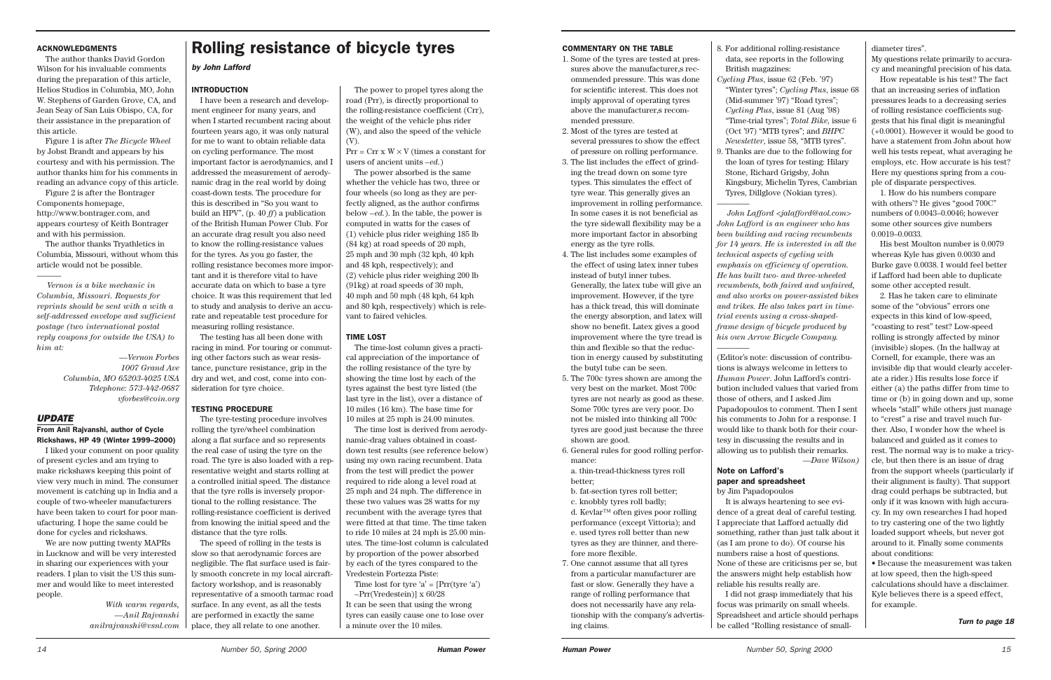### ACKNOWLEDGMENTS

The author thanks David Gordon Wilson for his invaluable comments during the preparation of this article, Helios Studios in Columbia, MO, John W. Stephens of Garden Grove, CA, and Jean Seay of San Luis Obispo, CA, for their assistance in the preparation of this article.

Figure 1 is after *The Bicycle Wheel* by Jobst Brandt and appears by his courtesy and with his permission. The author thanks him for his comments in reading an advance copy of this article.

Figure 2 is after the Bontrager Components homepage, http://www.bontrager.com, and appears courtesy of Keith Bontrager and with his permission.

The author thanks Tryathletics in Columbia, Missouri, without whom this article would not be possible.

---

*Vernon is a bike mechanic in Columbia, Missouri. Requests for reprints should be sent with a with a self-addressed envelope and sufficient postage (two international postal reply coupons for outside the USA) to him at:*

—Vernon Forbes
1007 Grand Ave
Columbia, MO 65203-4025 USA
Telephone: 573-442-0687
vforbes@coin.org

### *UPDATE*

#### From Anil Rajvanshi, author of Cycle Rickshaws, HP 49 (Winter 1999–2000)

I liked your comment on poor quality of present cycles and am trying to make rickshaws keeping this point of view very much in mind. The consumer movement is catching up in India and a couple of two-wheeler manufacturers have been taken to court for poor manufacturing. I hope the same could be done for cycles and rickshaws.

We are now putting twenty MAPRs in Lucknow and will be very interested in sharing our experiences with your readers. I plan to visit the US this summer and would like to meet interested people.

*With warm regards,*
*—Anil Rajvanshi*
*anilrajvanshi@vsnl.com*

# Rolling resistance of bicycle tyres

***by John Lafford***

### INTRODUCTION

I have been a research and development engineer for many years, and when I started recumbent racing about fourteen years ago, it was only natural for me to want to obtain reliable data on cycling performance. The most important factor is aerodynamics, and I addressed the measurement of aerodynamic drag in the real world by doing coast-down tests. The procedure for this is described in "So you want to build an HPV", (p. 40 *ff*) a publication of the British Human Power Club. For an accurate drag result you also need to know the rolling-resistance values for the tyres. As you go faster, the rolling resistance becomes more important and it is therefore vital to have accurate data on which to base a tyre choice. It was this requirement that led to study and analysis to derive an accurate and repeatable test procedure for measuring rolling resistance.

The testing has all been done with racing in mind. For touring or commuting other factors such as wear resistance, puncture resistance, grip in the dry and wet, and cost, come into consideration for tyre choice.

### TESTING PROCEDURE

The tyre-testing procedure involves rolling the tyre/wheel combination along a flat surface and so represents the real case of using the tyre on the road. The tyre is also loaded with a representative weight and starts rolling at a controlled initial speed. The distance that the tyre rolls is inversely proportional to the rolling resistance. The rolling-resistance coefficient is derived from knowing the initial speed and the distance that the tyre rolls.

The speed of rolling in the tests is slow so that aerodynamic forces are negligible. The flat surface used is fairly smooth concrete in my local aircraft-factory workshop, and is reasonably representative of a smooth tarmac road surface. In any event, as all the tests are performed in exactly the same place, they all relate to one another.

The power to propel tyres along the road (Prr), is directly proportional to the rolling-resistance coefficient (Crr), the weight of the vehicle plus rider (W), and also the speed of the vehicle (V).

$\text{Prr} = \text{Crr} \times W \times V$ (times a constant for users of ancient units *–ed.*)

The power absorbed is the same whether the vehicle has two, three or four wheels (so long as they are perfectly aligned, as the author confirms below *–ed.*). In the table, the power is computed in watts for the cases of (1) vehicle plus rider weighing 185 lb (84 kg) at road speeds of 20 mph, 25 mph and 30 mph (32 kph, 40 kph and 48 kph, respectively); and (2) vehicle plus rider weighing 200 lb (91kg) at road speeds of 30 mph, 40 mph and 50 mph (48 kph, 64 kph and 80 kph, respectively) which is relevant to faired vehicles.

### TIME LOST

The time-lost column gives a practical appreciation of the importance of the rolling resistance of the tyre by showing the time lost by each of the tyres against the best tyre listed (the last tyre in the list), over a distance of 10 miles (16 km). The base time for 10 miles at 25 mph is 24.00 minutes.

The time lost is derived from aerodynamic-drag values obtained in coast-down test results (see reference below) using my own racing recumbent. Data from the test will predict the power required to ride along a level road at 25 mph and 24 mph. The difference in these two values was 28 watts for my recumbent with the average tyres that were fitted at that time. The time taken to ride 10 miles at 24 mph is 25.00 minutes. The time-lost column is calculated by proportion of the power absorbed by each of the tyres compared to the Vredestein Fortezza Piste:

Time lost for tyre 'a' = [Prr(tyre 'a') –Prr(Vredestein)] x 60/28

It can be seen that using the wrong tyres can easily cause one to lose over a minute over the 10 miles.

### COMMENTARY ON THE TABLE

1. Some of the tyres are tested at pressures above the manufacturer,s recommended pressure. This was done for scientific interest. This does not imply approval of operating tyres above the manufacturer,s recommended pressure.
2. Most of the tyres are tested at several pressures to show the effect of pressure on rolling performance.
3. The list includes the effect of grinding the tread down on some tyre types. This simulates the effect of tyre wear. This generally gives an improvement in rolling performance. In some cases it is not beneficial as the tyre sidewall flexibility may be a more important factor in absorbing energy as the tyre rolls.
4. The list includes some examples of the effect of using latex inner tubes instead of butyl inner tubes. Generally, the latex tube will give an improvement. However, if the tyre has a thick tread, this will dominate the energy absorption, and latex will show no benefit. Latex gives a good improvement where the tyre tread is thin and flexible so that the reduction in energy caused by substituting the butyl tube can be seen.
5. The 700c tyres shown are among the very best on the market. Most 700c tyres are not nearly as good as these. Some 700c tyres are very poor. Do not be misled into thinking all 700c tyres are good just because the three shown are good.
6. General rules for good rolling performance:
   a. thin-tread-thickness tyres roll better;
   b. fat-section tyres roll better;
   c. knobbly tyres roll badly;
   d. Kevlar™ often gives poor rolling performance (except Vittoria); and
   e. used tyres roll better than new tyres as they are thinner, and therefore more flexible.
7. One cannot assume that all tyres from a particular manufacturer are fast or slow. Generally they have a range of rolling performance that does not necessarily have any relationship with the company's advertising claims.
8. For additional rolling-resistance data, see reports in the following British magazines: *Cycling Plus*, issue 62 (Feb. '97) "Winter tyres"; *Cycling Plus*, issue 68 (Mid-summer '97) "Road tyres"; *Cycling Plus*, issue 81 (Aug '98) "Time-trial tyres"; *Total Bike*, issue 6 (Oct '97) "MTB tyres"; and *BHPC Newsletter*, issue 58, "MTB tyres".
9. Thanks are due to the following for the loan of tyres for testing: Hilary Stone, Richard Grigsby, John Kingsbury, Michelin Tyres, Cambrian Tyres, Dillglove (Nokian tyres).

---

*John Lafford <jalafford@aol.com> John Lafford is an engineer who has been building and racing recumbents for 14 years. He is interested in all the technical aspects of cycling with emphasis on efficiency of operation. He has built two- and three-wheeled recumbents, both faired and unfaired, and also works on power-assisted bikes and trikes. He also takes part in time-trial events using a cross-shaped-frame design of bicycle produced by his own Arrow Bicycle Company.*

---

(Editor's note: discussion of contributions is always welcome in letters to *Human Power*. John Lafford's contribution included values that varied from those of others, and I asked Jim Papadopoulos to comment. Then I sent his comments to John for a response. I would like to thank both for their courtesy in discussing the results and in allowing us to publish their remarks. *—Dave Wilson)*

### Note on Lafford's paper and spreadsheet

by Jim Papadopoulos

It is always heartening to see evidence of a great deal of careful testing. I appreciate that Lafford actually did something, rather than just talk about it (as I am prone to do). Of course his numbers raise a host of questions. None of these are criticisms per se, but the answers might help establish how reliable his results really are.

I did not grasp immediately that his focus was primarily on small wheels. Spreadsheet and article should perhaps be called "Rolling resistance of small-diameter tires".

My questions relate primarily to accuracy and meaningful precision of his data.

How repeatable is his test? The fact that an increasing series of inflation pressures leads to a decreasing series of rolling resistance coefficients suggests that his final digit is meaningful (+0.0001). However it would be good to have a statement from John about how well his tests repeat, what averaging he employs, etc. How accurate is his test? Here my questions spring from a couple of disparate perspectives.

1. How do his numbers compare with others'? He gives "good 700C" numbers of 0.0043–0.0046; however some other sources give numbers 0.0019–0.0033.

His best Moulton number is 0.0079 whereas Kyle has given 0.0030 and Burke gave 0.0038. I would feel better if Lafford had been able to duplicate some other accepted result.

2. Has he taken care to eliminate some of the "obvious" errors one expects in this kind of low-speed, "coasting to rest" test? Low-speed rolling is strongly affected by minor (invisible) slopes. (In the hallway at Cornell, for example, there was an invisible dip that would clearly accelerate a rider.) His results lose force if either (a) the paths differ from time to time or (b) in going down and up, some wheels "stall" while others just manage to "crest" a rise and travel much further. Also, I wonder how the wheel is balanced and guided as it comes to rest. The normal way is to make a tricycle, but then there is an issue of drag from the support wheels (particularly if their alignment is faulty). That support drag could perhaps be subtracted, but only if it was known with high accuracy. In my own researches I had hoped to try castering one of the two lightly loaded support wheels, but never got around to it. Finally some comments about conditions:

• Because the measurement was taken at low speed, then the high-speed calculations should have a disclaimer. Kyle believes there is a speed effect, for example.

***Turn to page 18***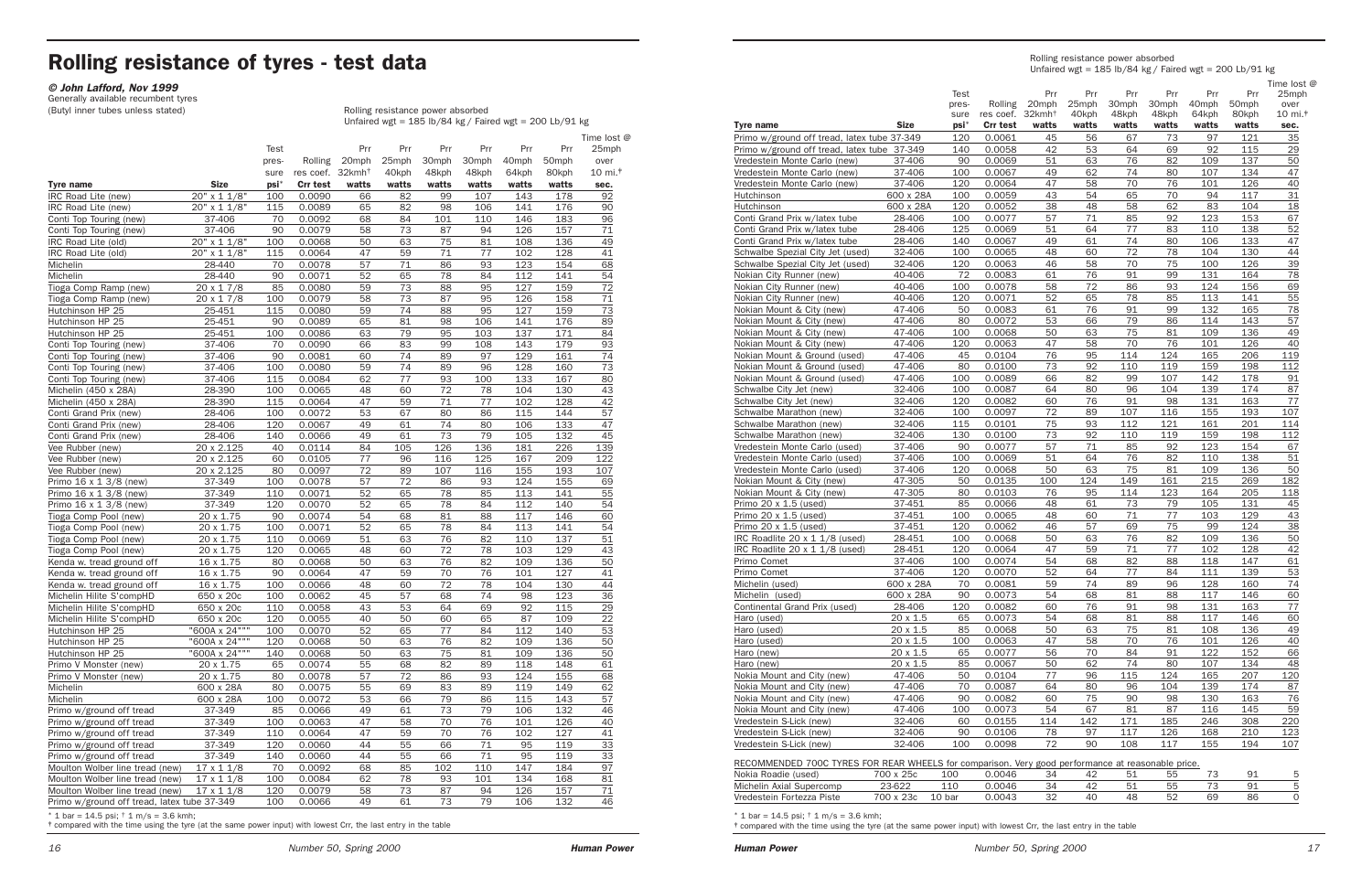# Rolling resistance of tyres - test data

***© John Lafford, Nov 1999***

Generally available recumbent tyres
(Butyl inner tubes unless stated)

Rolling resistance power absorbed
Unfaired wgt = 185 lb/84 kg / Faired wgt = 200 Lb/91 kg

| Tyre name | Size | Test pres-sure psi* | Rolling res coef. Crr test | Prr 20mph 32kmh† watts | Prr 25mph 40kph watts | Prr 30mph 48kph watts | Prr 30mph 48kph watts | Prr 40mph 64kph watts | Prr 50mph 80kph watts | Time lost @ 25mph over 10 mi.† sec. |
|---|---|---|---|---|---|---|---|---|---|---|
| IRC Road Lite (new) | 20" x 1 1/8" | 100 | 0.0090 | 66 | 82 | 99 | 107 | 143 | 178 | 92 |
| IRC Road Lite (new) | 20" x 1 1/8" | 115 | 0.0089 | 65 | 82 | 98 | 106 | 141 | 176 | 90 |
| Conti Top Touring (new) | 37-406 | 70 | 0.0092 | 68 | 84 | 101 | 110 | 146 | 183 | 96 |
| Conti Top Touring (new) | 37-406 | 90 | 0.0079 | 58 | 73 | 87 | 94 | 126 | 157 | 71 |
| IRC Road Lite (old) | 20" x 1 1/8" | 100 | 0.0068 | 50 | 63 | 75 | 81 | 108 | 136 | 49 |
| IRC Road Lite (old) | 20" x 1 1/8" | 115 | 0.0064 | 47 | 59 | 71 | 77 | 102 | 128 | 41 |
| Michelin | 28-440 | 70 | 0.0078 | 57 | 71 | 86 | 93 | 123 | 154 | 68 |
| Michelin | 28-440 | 90 | 0.0071 | 52 | 65 | 78 | 84 | 112 | 141 | 54 |
| Tioga Comp Ramp (new) | 20 x 1 7/8 | 85 | 0.0080 | 59 | 73 | 88 | 95 | 127 | 159 | 72 |
| Tioga Comp Ramp (new) | 20 x 1 7/8 | 100 | 0.0079 | 58 | 73 | 87 | 95 | 126 | 158 | 71 |
| Hutchinson HP 25 | 25-451 | 115 | 0.0080 | 59 | 74 | 88 | 95 | 127 | 159 | 73 |
| Hutchinson HP 25 | 25-451 | 90 | 0.0089 | 65 | 81 | 98 | 106 | 141 | 176 | 89 |
| Hutchinson HP 25 | 25-451 | 100 | 0.0086 | 63 | 79 | 95 | 103 | 137 | 171 | 84 |
| Conti Top Touring (new) | 37-406 | 70 | 0.0090 | 66 | 83 | 99 | 108 | 143 | 179 | 93 |
| Conti Top Touring (new) | 37-406 | 90 | 0.0081 | 60 | 74 | 89 | 97 | 129 | 161 | 74 |
| Conti Top Touring (new) | 37-406 | 100 | 0.0080 | 59 | 74 | 89 | 96 | 128 | 160 | 73 |
| Conti Top Touring (new) | 37-406 | 115 | 0.0084 | 62 | 77 | 93 | 100 | 133 | 167 | 80 |
| Michelin (450 x 28A) | 28-390 | 100 | 0.0065 | 48 | 60 | 72 | 78 | 104 | 130 | 43 |
| Michelin (450 x 28A) | 28-390 | 115 | 0.0064 | 47 | 59 | 71 | 77 | 102 | 128 | 42 |
| Conti Grand Prix (new) | 28-406 | 100 | 0.0072 | 53 | 67 | 80 | 86 | 115 | 144 | 57 |
| Conti Grand Prix (new) | 28-406 | 120 | 0.0067 | 49 | 61 | 74 | 80 | 106 | 133 | 47 |
| Conti Grand Prix (new) | 28-406 | 140 | 0.0066 | 49 | 61 | 73 | 79 | 105 | 132 | 45 |
| Vee Rubber (new) | 20 x 2.125 | 40 | 0.0114 | 84 | 105 | 126 | 136 | 181 | 226 | 139 |
| Vee Rubber (new) | 20 x 2.125 | 60 | 0.0105 | 77 | 96 | 116 | 125 | 167 | 209 | 122 |
| Vee Rubber (new) | 20 x 2.125 | 80 | 0.0097 | 72 | 89 | 107 | 116 | 155 | 193 | 107 |
| Primo 16 x 1 3/8 (new) | 37-349 | 100 | 0.0078 | 57 | 72 | 86 | 93 | 124 | 155 | 69 |
| Primo 16 x 1 3/8 (new) | 37-349 | 110 | 0.0071 | 52 | 65 | 78 | 85 | 113 | 141 | 55 |
| Primo 16 x 1 3/8 (new) | 37-349 | 120 | 0.0070 | 52 | 65 | 78 | 84 | 112 | 140 | 54 |
| Tioga Comp Pool (new) | 20 x 1.75 | 90 | 0.0074 | 54 | 68 | 81 | 88 | 117 | 146 | 60 |
| Tioga Comp Pool (new) | 20 x 1.75 | 100 | 0.0071 | 52 | 65 | 78 | 84 | 113 | 141 | 54 |
| Tioga Comp Pool (new) | 20 x 1.75 | 110 | 0.0069 | 51 | 63 | 76 | 82 | 110 | 137 | 51 |
| Tioga Comp Pool (new) | 20 x 1.75 | 120 | 0.0065 | 48 | 60 | 72 | 78 | 103 | 129 | 43 |
| Kenda w. tread ground off | 16 x 1.75 | 80 | 0.0068 | 50 | 63 | 76 | 82 | 109 | 136 | 50 |
| Kenda w. tread ground off | 16 x 1.75 | 90 | 0.0064 | 47 | 59 | 70 | 76 | 101 | 127 | 41 |
| Kenda w. tread ground off | 16 x 1.75 | 100 | 0.0066 | 48 | 60 | 72 | 78 | 104 | 130 | 44 |
| Michelin Hilite S'compHD | 650 x 20c | 100 | 0.0062 | 45 | 57 | 68 | 74 | 98 | 123 | 36 |
| Michelin Hilite S'compHD | 650 x 20c | 110 | 0.0058 | 43 | 53 | 64 | 69 | 92 | 115 | 29 |
| Michelin Hilite S'compHD | 650 x 20c | 120 | 0.0055 | 40 | 50 | 60 | 65 | 87 | 109 | 22 |
| Hutchinson HP 25 | "600A x 24""" | 100 | 0.0070 | 52 | 65 | 77 | 84 | 112 | 140 | 53 |
| Hutchinson HP 25 | "600A x 24""" | 120 | 0.0068 | 50 | 63 | 76 | 82 | 109 | 136 | 50 |
| Hutchinson HP 25 | "600A x 24""" | 140 | 0.0068 | 50 | 63 | 75 | 81 | 109 | 136 | 50 |
| Primo V Monster (new) | 20 x 1.75 | 65 | 0.0074 | 55 | 68 | 82 | 89 | 118 | 148 | 61 |
| Primo V Monster (new) | 20 x 1.75 | 80 | 0.0078 | 57 | 72 | 86 | 93 | 124 | 155 | 68 |
| Michelin | 600 x 28A | 80 | 0.0075 | 55 | 69 | 83 | 89 | 119 | 149 | 62 |
| Michelin | 600 x 28A | 100 | 0.0072 | 53 | 66 | 79 | 86 | 115 | 143 | 57 |
| Primo w/ground off tread | 37-349 | 85 | 0.0066 | 49 | 61 | 73 | 79 | 106 | 132 | 46 |
| Primo w/ground off tread | 37-349 | 100 | 0.0063 | 47 | 58 | 70 | 76 | 101 | 126 | 40 |
| Primo w/ground off tread | 37-349 | 110 | 0.0064 | 47 | 59 | 70 | 76 | 102 | 127 | 41 |
| Primo w/ground off tread | 37-349 | 120 | 0.0060 | 44 | 55 | 66 | 71 | 95 | 119 | 33 |
| Primo w/ground off tread | 37-349 | 140 | 0.0060 | 44 | 55 | 66 | 71 | 95 | 119 | 33 |
| Moulton Wolber line tread (new) | 17 x 1 1/8 | 70 | 0.0092 | 68 | 85 | 102 | 110 | 147 | 184 | 97 |
| Moulton Wolber line tread (new) | 17 x 1 1/8 | 100 | 0.0084 | 62 | 78 | 93 | 101 | 134 | 168 | 81 |
| Moulton Wolber line tread (new) | 17 x 1 1/8 | 120 | 0.0079 | 58 | 73 | 87 | 94 | 126 | 157 | 71 |
| Primo w/ground off tread, latex tube | 37-349 | 100 | 0.0066 | 49 | 61 | 73 | 79 | 106 | 132 | 46 |
| Primo w/ground off tread, latex tube | 37-349 | 120 | 0.0061 | 45 | 56 | 67 | 73 | 97 | 121 | 35 |
| Primo w/ground off tread, latex tube | 37-349 | 140 | 0.0058 | 42 | 53 | 64 | 69 | 92 | 115 | 29 |
| Vredestein Monte Carlo (new) | 37-406 | 90 | 0.0069 | 51 | 63 | 76 | 82 | 109 | 137 | 50 |
| Vredestein Monte Carlo (new) | 37-406 | 100 | 0.0067 | 49 | 62 | 74 | 80 | 107 | 134 | 47 |
| Vredestein Monte Carlo (new) | 37-406 | 120 | 0.0064 | 47 | 58 | 70 | 76 | 101 | 126 | 40 |
| Hutchinson | 600 x 28A | 100 | 0.0059 | 43 | 54 | 65 | 70 | 94 | 117 | 31 |
| Hutchinson | 600 x 28A | 120 | 0.0052 | 38 | 48 | 58 | 62 | 83 | 104 | 18 |
| Conti Grand Prix w/latex tube | 28-406 | 100 | 0.0077 | 57 | 71 | 85 | 92 | 123 | 153 | 67 |
| Conti Grand Prix w/latex tube | 28-406 | 125 | 0.0069 | 51 | 64 | 77 | 83 | 110 | 138 | 52 |
| Conti Grand Prix w/latex tube | 28-406 | 140 | 0.0067 | 49 | 61 | 74 | 80 | 106 | 133 | 47 |
| Schwalbe Spezial City Jet (used) | 32-406 | 100 | 0.0065 | 48 | 60 | 72 | 78 | 104 | 130 | 44 |
| Schwalbe Spezial City Jet (used) | 32-406 | 120 | 0.0063 | 46 | 58 | 70 | 75 | 100 | 126 | 39 |
| Nokian City Runner (new) | 40-406 | 72 | 0.0083 | 61 | 76 | 91 | 99 | 131 | 164 | 78 |
| Nokian City Runner (new) | 40-406 | 100 | 0.0078 | 58 | 72 | 86 | 93 | 124 | 156 | 69 |
| Nokian City Runner (new) | 40-406 | 120 | 0.0071 | 52 | 65 | 78 | 85 | 113 | 141 | 55 |
| Nokian Mount & City (new) | 47-406 | 50 | 0.0083 | 61 | 76 | 91 | 99 | 132 | 165 | 78 |
| Nokian Mount & City (new) | 47-406 | 80 | 0.0072 | 53 | 66 | 79 | 86 | 114 | 143 | 57 |
| Nokian Mount & City (new) | 47-406 | 100 | 0.0068 | 50 | 63 | 75 | 81 | 109 | 136 | 49 |
| Nokian Mount & City (new) | 47-406 | 120 | 0.0063 | 47 | 58 | 70 | 76 | 101 | 126 | 40 |
| Nokian Mount & Ground (used) | 47-406 | 45 | 0.0104 | 76 | 95 | 114 | 124 | 165 | 206 | 119 |
| Nokian Mount & Ground (used) | 47-406 | 80 | 0.0100 | 73 | 92 | 110 | 119 | 159 | 198 | 112 |
| Nokian Mount & Ground (used) | 47-406 | 100 | 0.0089 | 66 | 82 | 99 | 107 | 142 | 178 | 91 |
| Schwalbe City Jet (new) | 32-406 | 100 | 0.0087 | 64 | 80 | 96 | 104 | 139 | 174 | 87 |
| Schwalbe City Jet (new) | 32-406 | 120 | 0.0082 | 60 | 76 | 91 | 98 | 131 | 163 | 77 |
| Schwalbe Marathon (new) | 32-406 | 100 | 0.0097 | 72 | 89 | 107 | 116 | 155 | 193 | 107 |
| Schwalbe Marathon (new) | 32-406 | 115 | 0.0101 | 75 | 93 | 112 | 121 | 161 | 201 | 114 |
| Schwalbe Marathon (new) | 32-406 | 130 | 0.0100 | 73 | 92 | 110 | 119 | 159 | 198 | 112 |
| Vredestein Monte Carlo (used) | 37-406 | 90 | 0.0077 | 57 | 71 | 85 | 92 | 123 | 154 | 67 |
| Vredestein Monte Carlo (used) | 37-406 | 100 | 0.0069 | 51 | 64 | 76 | 82 | 110 | 138 | 51 |
| Vredestein Monte Carlo (used) | 37-406 | 120 | 0.0068 | 50 | 63 | 75 | 81 | 109 | 136 | 50 |
| Nokian Mount & City (new) | 47-305 | 50 | 0.0135 | 100 | 124 | 149 | 161 | 215 | 269 | 182 |
| Nokian Mount & City (new) | 47-305 | 80 | 0.0103 | 76 | 95 | 114 | 123 | 164 | 205 | 118 |
| Primo 20 x 1.5 (used) | 37-451 | 85 | 0.0066 | 48 | 61 | 73 | 79 | 105 | 131 | 45 |
| Primo 20 x 1.5 (used) | 37-451 | 100 | 0.0065 | 48 | 60 | 71 | 77 | 103 | 129 | 43 |
| Primo 20 x 1.5 (used) | 37-451 | 120 | 0.0062 | 46 | 57 | 69 | 75 | 99 | 124 | 38 |
| IRC Roadlite 20 x 1 1/8 (used) | 28-451 | 100 | 0.0068 | 50 | 63 | 76 | 82 | 109 | 136 | 50 |
| IRC Roadlite 20 x 1 1/8 (used) | 28-451 | 120 | 0.0064 | 47 | 59 | 71 | 77 | 102 | 128 | 42 |
| Primo Comet | 37-406 | 100 | 0.0074 | 54 | 68 | 82 | 88 | 118 | 147 | 61 |
| Primo Comet | 37-406 | 120 | 0.0070 | 52 | 64 | 77 | 84 | 111 | 139 | 53 |
| Michelin (used) | 600 x 28A | 70 | 0.0081 | 59 | 74 | 89 | 96 | 128 | 160 | 74 |
| Michelin (used) | 600 x 28A | 90 | 0.0073 | 54 | 68 | 81 | 88 | 117 | 146 | 60 |
| Continental Grand Prix (used) | 28-406 | 120 | 0.0082 | 60 | 76 | 91 | 98 | 131 | 163 | 77 |
| Haro (used) | 20 x 1.5 | 65 | 0.0073 | 54 | 68 | 81 | 88 | 117 | 146 | 60 |
| Haro (used) | 20 x 1.5 | 85 | 0.0068 | 50 | 63 | 75 | 81 | 108 | 136 | 49 |
| Haro (used) | 20 x 1.5 | 100 | 0.0063 | 47 | 58 | 70 | 76 | 101 | 126 | 40 |
| Haro (new) | 20 x 1.5 | 65 | 0.0077 | 56 | 70 | 84 | 91 | 122 | 152 | 66 |
| Haro (new) | 20 x 1.5 | 85 | 0.0067 | 50 | 62 | 74 | 80 | 107 | 134 | 48 |
| Nokia Mount and City (new) | 47-406 | 50 | 0.0104 | 77 | 96 | 115 | 124 | 165 | 207 | 120 |
| Nokia Mount and City (new) | 47-406 | 70 | 0.0087 | 64 | 80 | 96 | 104 | 139 | 174 | 87 |
| Nokia Mount and City (new) | 47-406 | 90 | 0.0082 | 60 | 75 | 90 | 98 | 130 | 163 | 76 |
| Nokia Mount and City (new) | 47-406 | 100 | 0.0073 | 54 | 67 | 81 | 87 | 116 | 145 | 59 |
| Vredestein S-Lick (new) | 32-406 | 60 | 0.0155 | 114 | 142 | 171 | 185 | 246 | 308 | 220 |
| Vredestein S-Lick (new) | 32-406 | 90 | 0.0106 | 78 | 97 | 117 | 126 | 168 | 210 | 123 |
| Vredestein S-Lick (new) | 32-406 | 100 | 0.0098 | 72 | 90 | 108 | 117 | 155 | 194 | 107 |
| RECOMMENDED 700C TYRES FOR REAR WHEELS for comparison. Very good performance at reasonable price. | | | | | | | | | | |
| Nokia Roadie (used) | 700 x 25c | 100 | 0.0046 | 34 | 42 | 51 | 55 | 73 | 91 | 5 |
| Michelin Axial Supercomp | 23-622 | 110 | 0.0046 | 34 | 42 | 51 | 55 | 73 | 91 | 5 |
| Vredestein Fortezza Piste | 700 x 23c | 10 bar | 0.0043 | 32 | 40 | 48 | 52 | 69 | 86 | 0 |

\* 1 bar = 14.5 psi; † 1 m/s = 3.6 kmh;

† compared with the time using the tyre (at the same power input) with lowest Crr, the last entry in the table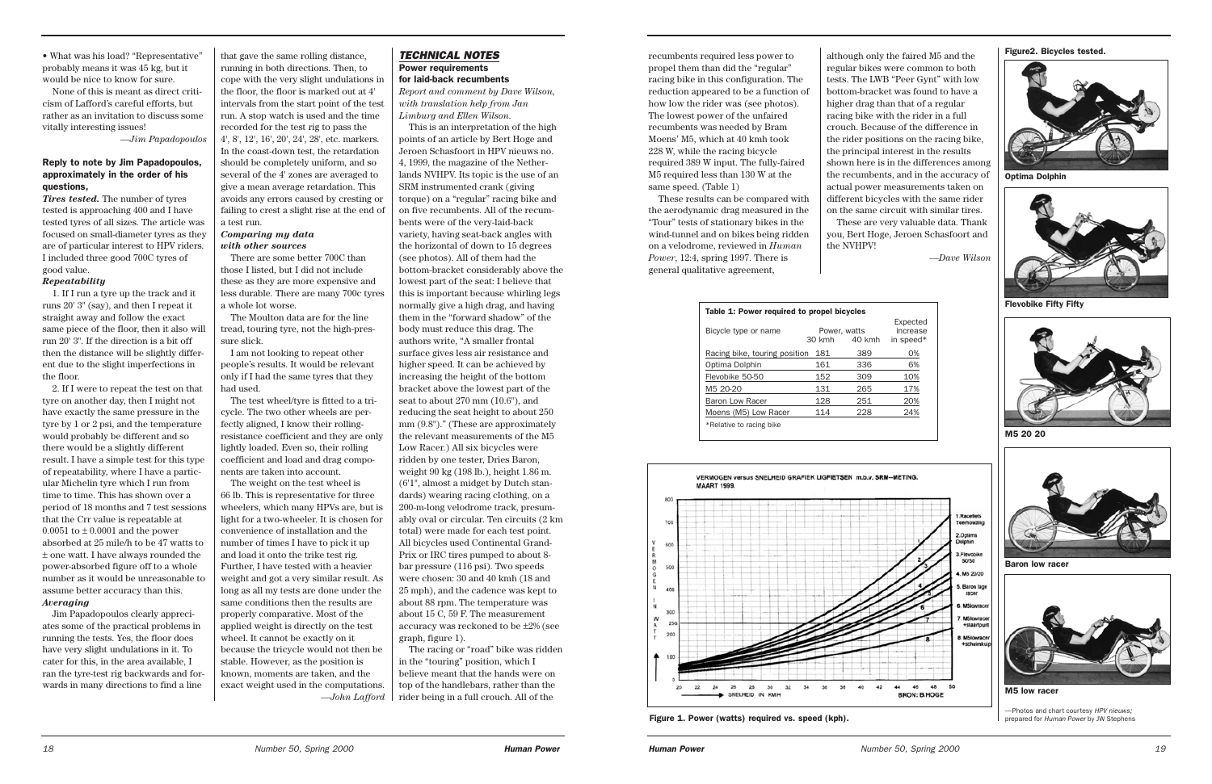• What was his load? "Representative" probably means it was 45 kg, but it would be nice to know for sure.

None of this is meant as direct criticism of Lafford's careful efforts, but rather as an invitation to discuss some vitally interesting issues!

—*Jim Papadopoulos*

### Reply to note by Jim Papadopoulos, approximately in the order of his questions,

***Tires tested.*** The number of tyres tested is approaching 400 and I have tested tyres of all sizes. The article was focused on small-diameter tyres as they are of particular interest to HPV riders. I included three good 700C tyres of good value.

***Repeatability***

1. If I run a tyre up the track and it runs 20' 3" (say), and then I repeat it straight away and follow the exact same piece of the floor, then it also will run 20' 3". If the direction is a bit off then the distance will be slightly different due to the slight imperfections in the floor.

2. If I were to repeat the test on that tyre on another day, then I might not have exactly the same pressure in the tyre by 1 or 2 psi, and the temperature would probably be different and so there would be a slightly different result. I have a simple test for this type of repeatability, where I have a particular Michelin tyre which I run from time to time. This has shown over a period of 18 months and 7 test sessions that the Crr value is repeatable at 0.0051 to ± 0.0001 and the power absorbed at 25 mile/h to be 47 watts to ± one watt. I have always rounded the power-absorbed figure off to a whole number as it would be unreasonable to assume better accuracy than this.

***Averaging***

Jim Papadopoulos clearly appreciates some of the practical problems in running the tests. Yes, the floor does have very slight undulations in it. To cater for this, in the area available, I ran the tyre-test rig backwards and forwards in many directions to find a line that gave the same rolling distance, running in both directions. Then, to cope with the very slight undulations in the floor, the floor is marked out at 4' intervals from the start point of the test run. A stop watch is used and the time recorded for the test rig to pass the 4', 8', 12', 16', 20', 24', 28', etc. markers. In the coast-down test, the retardation should be completely uniform, and so several of the 4' zones are averaged to give a mean average retardation. This avoids any errors caused by cresting or failing to crest a slight rise at the end of a test run.

***Comparing my data with other sources***

There are some better 700C than those I listed, but I did not include these as they are more expensive and less durable. There are many 700c tyres a whole lot worse.

The Moulton data are for the line tread, touring tyre, not the high-pressure slick.

I am not looking to repeat other people's results. It would be relevant only if I had the same tyres that they had used.

The test wheel/tyre is fitted to a tricycle. The two other wheels are perfectly aligned, I know their rolling-resistance coefficient and they are only lightly loaded. Even so, their rolling coefficient and load and drag components are taken into account.

The weight on the test wheel is 66 lb. This is representative for three wheelers, which many HPVs are, but is light for a two-wheeler. It is chosen for convenience of installation and the number of times I have to pick it up and load it onto the trike test rig. Further, I have tested with a heavier weight and got a very similar result. As long as all my tests are done under the same conditions then the results are properly comparative. Most of the applied weight is directly on the test wheel. It cannot be exactly on it because the tricycle would not then be stable. However, as the position is known, moments are taken, and the exact weight used in the computations.

—*John Lafford*

## *TECHNICAL NOTES*

### Power requirements for laid-back recumbents

*Report and comment by Dave Wilson, with translation help from Jan Limburg and Ellen Wilson.*

This is an interpretation of the high points of an article by Bert Hoge and Jeroen Schasfoort in HPV nieuws no. 4, 1999, the magazine of the Netherlands NVHPV. Its topic is the use of an SRM instrumented crank (giving torque) on a "regular" racing bike and on five recumbents. All of the recumbents were of the very-laid-back variety, having seat-back angles with the horizontal of down to 15 degrees (see photos). All of them had the bottom-bracket considerably above the lowest part of the seat: I believe that this is important because whirling legs normally give a high drag, and having them in the "forward shadow" of the body must reduce this drag. The authors write, "A smaller frontal surface gives less air resistance and higher speed. It can be achieved by increasing the height of the bottom bracket above the lowest part of the seat to about 270 mm (10.6"), and reducing the seat height to about 250 mm (9.8")." (These are approximately the relevant measurements of the M5 Low Racer.) All six bicycles were ridden by one tester, Dries Baron, weight 90 kg (198 lb.), height 1.86 m. (6'1", almost a midget by Dutch standards) wearing racing clothing, on a 200-m-long velodrome track, presumably oval or circular. Ten circuits (2 km total) were made for each test point. All bicycles used Continental Grand-Prix or IRC tires pumped to about 8-bar pressure (116 psi). Two speeds were chosen: 30 and 40 kmh (18 and 25 mph), and the cadence was kept to about 88 rpm. The temperature was about 15 C, 59 F. The measurement accuracy was reckoned to be ±2% (see graph, figure 1).

The racing or "road" bike was ridden in the "touring" position, which I believe meant that the hands were on top of the handlebars, rather than the rider being in a full crouch. All of the recumbents required less power to propel them than did the "regular" racing bike in this configuration. The reduction appeared to be a function of how low the rider was (see photos). The lowest power of the unfaired recumbents was needed by Bram Moens' M5, which at 40 kmh took 228 W, while the racing bicycle required 389 W input. The fully-faired M5 required less than 130 W at the same speed. (Table 1)

These results can be compared with the aerodynamic drag measured in the "Tour" tests of stationary bikes in the wind-tunnel and on bikes being ridden on a velodrome, reviewed in *Human Power*, 12:4, spring 1997. There is general qualitative agreement, although only the faired M5 and the regular bikes were common to both tests. The LWB "Peer Gynt" with low bottom-bracket was found to have a higher drag than that of a regular racing bike with the rider in a full crouch. Because of the difference in the rider positions on the racing bike, the principal interest in the results shown here is in the differences among the recumbents, and in the accuracy of actual power measurements taken on different bicycles with the same rider on the same circuit with similar tires.

These are very valuable data. Thank you, Bert Hoge, Jeroen Schasfoort and the NVHPV!

—*Dave Wilson*

**Table 1: Power required to propel bicycles**

| Bicycle type or name | Power, watts 30 kmh | Power, watts 40 kmh | Expected increase in speed* |
|---|---|---|---|
| Racing bike, touring position | 181 | 389 | 0% |
| Optima Dolphin | 161 | 336 | 6% |
| Flevobike 50-50 | 152 | 309 | 10% |
| M5 20-20 | 131 | 265 | 17% |
| Baron Low Racer | 128 | 251 | 20% |
| Moens (M5) Low Racer | 114 | 228 | 24% |

*Relative to racing bike

**Figure 1. Power (watts) required vs. speed (kph).**

**Figure2. Bicycles tested.**

Optima Dolphin

Flevobike Fifty Fifty

M5 20 20

Baron low racer

M5 low racer

—Photos and chart courtesy *HPV nieuws;* prepared for *Human Power* by JW Stephens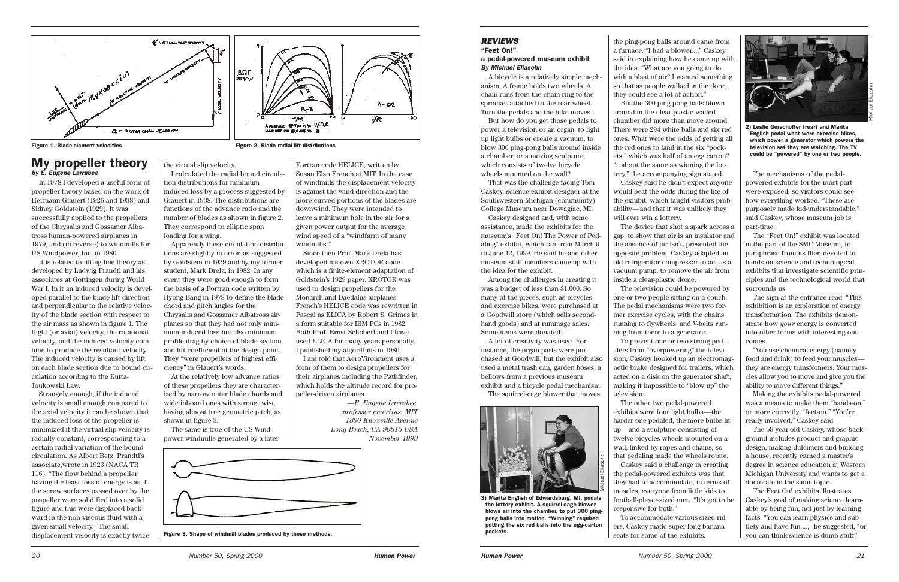Figure 1. Blade-element velocities

Figure 2. Blade radial-lift distributions

## My propeller theory

*by E. Eugene Larrabee*

In 1978 I developed a useful form of propeller theory based on the work of Hermann Glauert (1926 and 1938) and Sidney Goldstein (1929). It was successfully applied to the propellers of the Chrysalis and Gossamer Albatross human-powered airplanes in 1979, and (in reverse) to windmills for US Windpower, Inc. in 1980.

It is related to lifting-line theory as developed by Ludwig Prandtl and his associates at Göttingen during World War I. In it an induced velocity is developed parallel to the blade lift direction and perpendicular to the relative velocity of the blade section with respect to the air mass as shown in figure 1. The flight (or axial) velocity, the rotational velocity, and the induced velocity combine to produce the resultant velocity. The induced velocity is caused by lift on each blade section due to bound circulation according to the Kutta-Joukowski Law.

Strangely enough, if the induced velocity is small enough compared to the axial velocity it can be shown that the induced loss of the propeller is minimized if the virtual slip velocity is radially constant, corresponding to a certain radial variation of the bound circulation. As Albert Betz, Prandtl's associate, wrote in 1923 (NACA TR 116), "The flow behind a propeller having the least loss of energy is as if the screw surfaces passed over by the propeller were solidified into a solid figure and this were displaced backward in the non-viscous fluid with a given small velocity." The small displacement velocity is exactly twice the virtual slip velocity.

I calculated the radial bound circulation distributions for minimum induced loss by a process suggested by Glauert in 1938. The distributions are functions of the advance ratio and the number of blades as shown in figure 2. They correspond to elliptic span loading for a wing.

Apparently these circulation distributions are slightly in error, as suggested by Goldstein in 1929 and by my former student, Mark Drela, in 1982. In any event they were good enough to form the basis of a Fortran code written by Hyong Bang in 1978 to define the blade chord and pitch angles for the Chrysalis and Gossamer Albatross airplanes so that they had not only minimum induced loss but also minimum profile drag by choice of blade section and lift coefficient at the design point. They "were propellers of highest efficiency" in Glauert's words.

At the relatively low advance ratios of these propellers they are characterized by narrow outer blade chords and wide inboard ones with strong twist, having almost true geometric pitch, as shown in figure 3.

The same is true of the US Windpower windmills generated by a later Fortran code HELICE, written by Susan Elso French at MIT. In the case of windmills the displacement velocity is against the wind direction and the more curved portions of the blades are downwind. They were intended to leave a minimum hole in the air for a given power output for the average wind speed of a "windfarm of many windmills."

Since then Prof. Mark Drela has developed his own XROTOR code which is a finite-element adaptation of Goldstein's 1929 paper. XROTOR was used to design propellers for the Monarch and Daedalus airplanes. French's HELICE code was rewritten in Pascal as ELICA by Robert S. Grimes in a form suitable for IBM PCs in 1982. Both Prof. Ernst Schoberl and I have used ELICA for many years personally. I published my algorithms in 1980.

I am told that AeroVironment uses a form of them to design propellers for their airplanes including the Pathfinder, which holds the altitude record for propeller-driven airplanes.

*—E. Eugene Larrabee,*
*professor emeritus, MIT*
*1800 Knoxville Avenue*
*Long Beach, CA 90815 USA*
*November 1999*

Figure 3. Shape of windmill blades produced by these methods.

## REVIEWS

### "Feet On!" a pedal-powered museum exhibit

*By Michael Eliasohn*

A bicycle is a relatively simple mechanism. A frame holds two wheels. A chain runs from the chain-ring to the sprocket attached to the rear wheel. Turn the pedals and the bike moves.

But how do you get those pedals to power a television or an organ, to light up light bulbs or create a vacuum, to blow 300 ping-pong balls around inside a chamber, or a moving sculpture, which consists of twelve bicycle wheels mounted on the wall?

That was the challenge facing Tom Caskey, science exhibit designer at the Southwestern Michigan (community) College Museum near Dowagiac, MI.

Caskey designed and, with some assistance, made the exhibits for the museum's "Feet On! The Power of Pedaling" exhibit, which ran from March 9 to June 12, 1999. He said he and other museum staff members came up with the idea for the exhibit.

Among the challenges in creating it was a budget of less than $1,000. So many of the pieces, such as bicycles and exercise bikes, were purchased at a Goodwill store (which sells second-hand goods) and at rummage sales. Some items were donated.

A lot of creativity was used. For instance, the organ parts were purchased at Goodwill, but the exhibit also used a metal trash can, garden hoses, a bellows from a previous museum exhibit and a bicycle pedal mechanism.

The squirrel-cage blower that moves the ping-pong balls around came from a furnace. "I had a blower...," Caskey said in explaining how he came up with the idea. "What are you going to do with a blast of air? I wanted something so that as people walked in the door, they could see a lot of action."

But the 300 ping-pong balls blown around in the clear plastic-walled chamber did more than move around. There were 294 white balls and six red ones. What were the odds of getting all the red ones to land in the six "pockets," which was half of an egg carton? "...about the same as winning the lottery," the accompanying sign stated.

Caskey said he didn't expect anyone would beat the odds during the life of the exhibit, which taught visitors probability—and that it was unlikely they will ever win a lottery.

The device that shot a spark across a gap, to show that air is an insulator and the absence of air isn't, presented the opposite problem. Caskey adapted an old refrigerator compressor to act as a vacuum pump, to remove the air from inside a clear-plastic dome.

The television could be powered by one or two people sitting on a couch. The pedal mechanisms were two former exercise cycles, with the chains running to flywheels, and V-belts running from there to a generator.

To prevent one or two strong pedalers from "overpowering" the television, Caskey hooked up an electromagnetic brake designed for trailers, which acted on a disk on the generator shaft, making it impossible to "blow up" the television.

The other two pedal-powered exhibits were four light bulbs—the harder one pedaled, the more bulbs lit up—and a sculpture consisting of twelve bicycle wheels mounted on a wall, linked by ropes and chains, so that pedaling made the wheels rotate.

Caskey said a challenge in creating the pedal-powered exhibits was that they had to accommodate, in terms of muscles, everyone from little kids to football-player-sized men. "It's got to be responsive for both."

To accommodate various-sized riders, Caskey made super-long banana seats for some of the exhibits.

3) Marita English of Edwardsburg, MI, pedals the lottery exhibit. A squirrel-cage blower blows air into the chamber, to put 300 ping-pong balls into motion. "Winning" required putting the six red balls into the egg-carton pockets.

2) Leslie Gerschoffer (rear) and Marita English pedal what were exercise bikes, which power a generator which powers the television set they are watching. The TV could be "powered" by one or two people.

The mechanisms of the pedal-powered exhibits for the most part were exposed, so visitors could see how everything worked. "These are purposely made kid-understandable," said Caskey, whose museum job is part-time.

The "Feet On!" exhibit was located in the part of the SMC Museum, to paraphrase from its flier, devoted to hands-on science and technological exhibits that investigate scientific principles and the technological world that surrounds us.

The sign at the entrance read: "This exhibition is an exploration of energy transformation. The exhibits demonstrate how *your* energy is converted into other forms with interesting outcomes.

"You use chemical energy (namely food and drink) to feed your muscles—they are energy transformers. Your muscles allow you to move and give you the ability to move different things."

Making the exhibits pedal-powered was a means to make them "hands-on," or more correctly, "feet-on." "You're really involved," Caskey said.

The 59-year-old Caskey, whose background includes product and graphic design, making dulcimers and building a house, recently earned a master's degree in science education at Western Michigan University and wants to get a doctorate in the same topic.

The Feet On! exhibits illustrates Caskey's goal of making science learnable by being fun, not just by learning facts. "You can learn physics and subtlety and have fun ...," he suggested, "or you can think science is dumb stuff."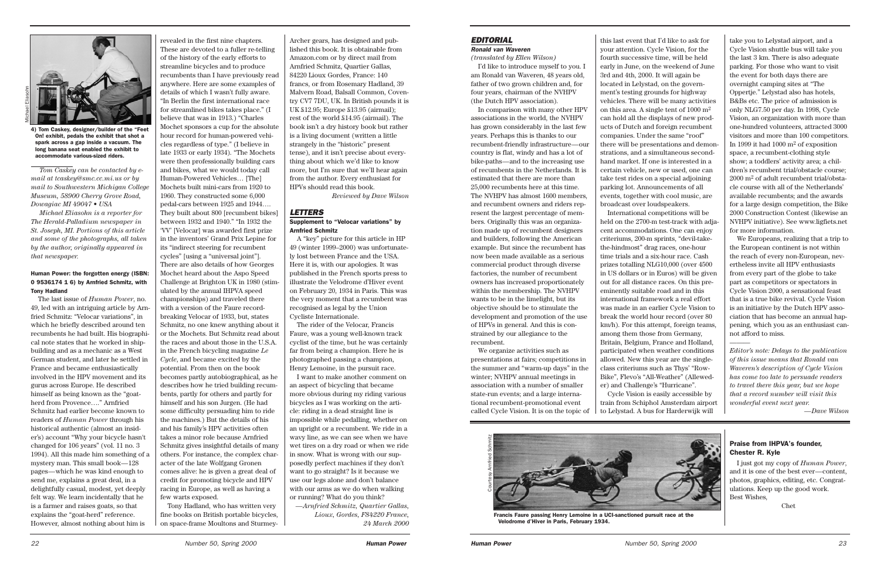4) Tom Caskey, designer/builder of the "Feet On! exhibit, pedals the exhibit that shot a spark across a gap inside a vacuum. The long banana seat enabled the exhibit to accommodate various-sized riders.

*Tom Caskey can be contacted by e-mail at tcaskey@smc.cc.mi.us or by mail to Southwestern Michigan College Museum, 58900 Cherry Grove Road, Dowagiac MI 49047 • USA*

*Michael Eliasohn is a reporter for The Herald-Palladium newspaper in St. Joseph, MI. Portions of this article and some of the photographs, all taken by the author, originally appeared in that newspaper.*

### Human Power: the forgotten energy (ISBN: 0 9536174 1 6) by Arnfried Schmitz, with Tony Hadland

The last issue of *Human Power*, no. 49, led with an intriguing article by Arnfried Schmitz: "Velocar variations", in which he briefly described around ten recumbents he had built. His biographical note states that he worked in shipbuilding and as a mechanic as a West German student, and later he settled in France and became enthusiastically involved in the HPV movement and its gurus across Europe. He described himself as being known as the "goat-herd from Provence…." Arnfried Schmitz had earlier become known to readers of *Human Power* through his historical authentic (almost an insider's) account "Why your bicycle hasn't changed for 106 years" (vol. 11 no. 3 1994). All this made him something of a mystery man. This small book—128 pages—which he was kind enough to send me, explains a great deal, in a delightfully casual, modest, yet deeply felt way. We learn incidentally that he is a farmer and raises goats, so that explains the "goat-herd" reference. However, almost nothing about him is revealed in the first nine chapters. These are devoted to a fuller re-telling of the history of the early efforts to streamline bicycles and to produce recumbents than I have previously read anywhere. Here are some examples of details of which I wasn't fully aware. "In Berlin the first international race for streamlined bikes takes place." (I believe that was in 1913.) "Charles Mochet sponsors a cup for the absolute hour record for human-powered vehicles regardless of type." (I believe in late 1933 or early 1934). "The Mochets were then professionally building cars and bikes, what we would today call Human-Powered Vehicles… [The] Mochets built mini-cars from 1920 to 1960. They constructed some 6,000 pedal-cars between 1925 and 1944…. They built about 800 [recumbent bikes] between 1932 and 1940." "In 1932 the 'VV' [Velocar] was awarded first prize in the inventors' Grand Prix Lepine for its "indirect steering for recumbent cycles" [using a "universal joint"]. There are also details of how Georges Mochet heard about the Aspo Speed Challenge at Brighton UK in 1980 (stimulated by the annual IHPVA speed championships) and traveled there with a version of the Faure record-breaking Velocar of 1933, but, states Schmitz, no one knew anything about it or the Mochets. But Schmitz read about the races and about those in the U.S.A. in the French bicycling magazine *Le Cycle*, and became excited by the potential. From then on the book becomes partly autobiographical, as he describes how he tried building recumbents, partly for others and partly for himself and his son Jurgen. (He had some difficulty persuading him to ride the machines.) But the details of his and his family's HPV activities often takes a minor role because Arnfried Schmitz gives insightful details of many others. For instance, the complex character of the late Wolfgang Gronen comes alive: he is given a great deal of credit for promoting bicycle and HPV racing in Europe, as well as having a few warts exposed.

Tony Hadland, who has written very fine books on British portable bicycles, on space-frame Moultons and Sturmey-Archer gears, has designed and published this book. It is obtainable from Amazon.com or by direct mail from Arnfried Schmitz, Quartier Gallas, 84220 Lioux Gordes, France: 140 francs, or from Rosemary Hadland, 39 Malvern Road, Balsall Common, Coventry CV7 7DU, UK. In British pounds it is UK £12.95; Europe £13.95 (airmail); rest of the world £14.95 (airmail). The book isn't a dry history book but rather is a living document (written a little strangely in the "historic" present tense), and it isn't precise about everything about which we'd like to know more, but I'm sure that we'll hear again from the author. Every enthusiast for HPVs should read this book.

*Reviewed by Dave Wilson*

## LETTERS

### Supplement to "Velocar variations" by Arnfried Schmitz

A "key" picture for this article in HP 49 (winter 1999–2000) was unfortunately lost between France and the USA. Here it is, with our apologies. It was published in the French sports press to illustrate the Velodrome d'Hiver event on February 20, 1934 in Paris. This was the very moment that a recumbent was recognised as legal by the Union Cycliste Internationale.

The rider of the Velocar, Francis Faure, was a young well-known track cyclist of the time, but he was certainly far from being a champion. Here he is photographed passing a champion, Henry Lemoine, in the pursuit race.

I want to make another comment on an aspect of bicycling that became more obvious during my riding various bicycles as I was working on the article: riding in a dead straight line is impossible while pedalling, whether on an upright or a recumbent. We ride in a wavy line, as we can see when we have wet tires on a dry road or when we ride in snow. What is wrong with our supposedly perfect machines if they don't want to go straight? Is it because we use our legs alone and don't balance with our arms as we do when walking or running? What do you think?

*—Arnfried Schmitz, Quartier Gallas, Lioux, Gordes, F84220 France, 24 March 2000*

Francis Faure passing Henry Lemoine in a UCI-sanctioned pursuit race at the Velodrome d'Hiver in Paris, February 1934.

## EDITORIAL

**Ronald van Waveren**
*(translated by Ellen Wilson)*

I'd like to introduce myself to you. I am Ronald van Waveren, 48 years old, father of two grown children and, for four years, chairman of the NVHPV (the Dutch HPV association).

In comparison with many other HPV associations in the world, the NVHPV has grown considerably in the last few years. Perhaps this is thanks to our recumbent-friendly infrastructure—our country is flat, windy and has a lot of bike-paths—and to the increasing use of recumbents in the Netherlands. It is estimated that there are more than 25,000 recumbents here at this time. The NVHPV has almost 1600 members, and recumbent owners and riders represent the largest percentage of members. Originally this was an organization made up of recumbent designers and builders, following the American example. But since the recumbent has now been made available as a serious commercial product through diverse factories, the number of recumbent owners has increased proportionately within the membership. The NVHPV wants to be in the limelight, but its objective should be to stimulate the development and promotion of the use of HPVs in general. And this is constrained by our allegiance to the recumbent.

We organize activities such as presentations at fairs; competitions in the summer and "warm-up days" in the winter; NVHPV annual meetings in association with a number of smaller state-run events; and a large international recumbent-promotional event called Cycle Vision. It is on the topic of this last event that I'd like to ask for your attention. Cycle Vision, for the fourth successive time, will be held early in June, on the weekend of June 3rd and 4th, 2000. It will again be located in Lelystad, on the government's testing grounds for highway vehicles. There will be many activities on this area. A single tent of 1000 m$^2$ can hold all the displays of new products of Dutch and foreign recumbent companies. Under the same "roof" there will be presentations and demonstrations, and a simultaneous second-hand market. If one is interested in a certain vehicle, new or used, one can take test rides on a special adjoining parking lot. Announcements of all events, together with cool music, are broadcast over loudspeakers.

International competitions will be held on the 2700-m test-track with adjacent accommodations. One can enjoy criteriums, 200-m sprints, "devil-take-the-hindmost" drag races, one-hour time trials and a six-hour race. Cash prizes totalling NLG10,000 (over 4500 in US dollars or in Euros) will be given out for all distance races. On this pre-eminently suitable road and in this international framework a real effort was made in an earlier Cycle Vision to break the world hour record (over 80 km/h). For this attempt, foreign teams, among them those from Germany, Britain, Belgium, France and Holland, participated when weather conditions allowed. New this year are the single-class criteriums such as Thys' "Row-Bike", Flevo's "All-Weather" (Allewed-er) and Challenge's "Hurricane".

Cycle Vision is easily accessible by train from Schiphol Amsterdam airport to Lelystad. A bus for Harderwijk will take you to Lelystad airport, and a Cycle Vision shuttle bus will take you the last 3 km. There is also adequate parking. For those who want to visit the event for both days there are overnight camping sites at "The Oppertje." Lelystad also has hotels, B&Bs etc. The price of admission is only NLG7.50 per day. In 1998, Cycle Vision, an organization with more than one-hundred volunteers, attracted 3000 visitors and more than 100 competitors. In 1999 it had 1000 m$^2$ of exposition space, a recumbent-clothing style show; a toddlers' activity area; a children's recumbent trial/obstacle course; 2000 m$^2$ of adult recumbent trial/obstacle course with all of the Netherlands' available recumbents; and the awards for a large design competition, the Bike 2000 Construction Contest (likewise an NVHPV initiative). See www.ligfiets.net for more information.

We Europeans, realizing that a trip to the European continent is not within the reach of every non-European, nevertheless invite all HPV enthusiasts from every part of the globe to take part as competitors or spectators in Cycle Vision 2000, a sensational feast that is a true bike revival. Cycle Vision is an initiative by the Dutch HPV association that has become an annual happening, which you as an enthusiast cannot afford to miss.

*Editor's note: Delays to the publication of this issue means that Ronald van Waveren's description of Cycle Vision has come too late to persuade readers to travel there this year, but we hope that a record number will visit this wonderful event next year.*

*—Dave Wilson*

### Praise from IHPVA's founder, Chester R. Kyle

I just got my copy of *Human Power*, and it is one of the best ever—content, photos, graphics, editing, etc. Congratulations. Keep up the good work.
Best Wishes,

Chet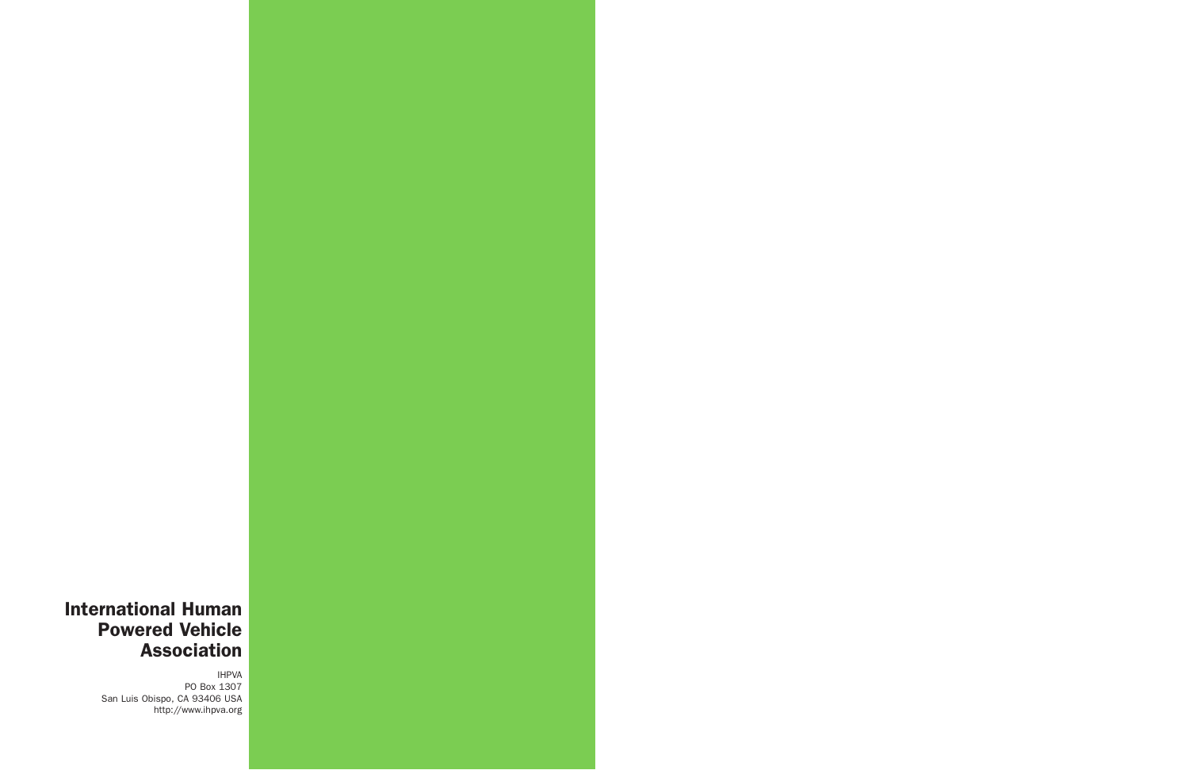**International Human Powered Vehicle Association**

IHPVA
PO Box 1307
San Luis Obispo, CA 93406 USA
http://www.ihpva.org